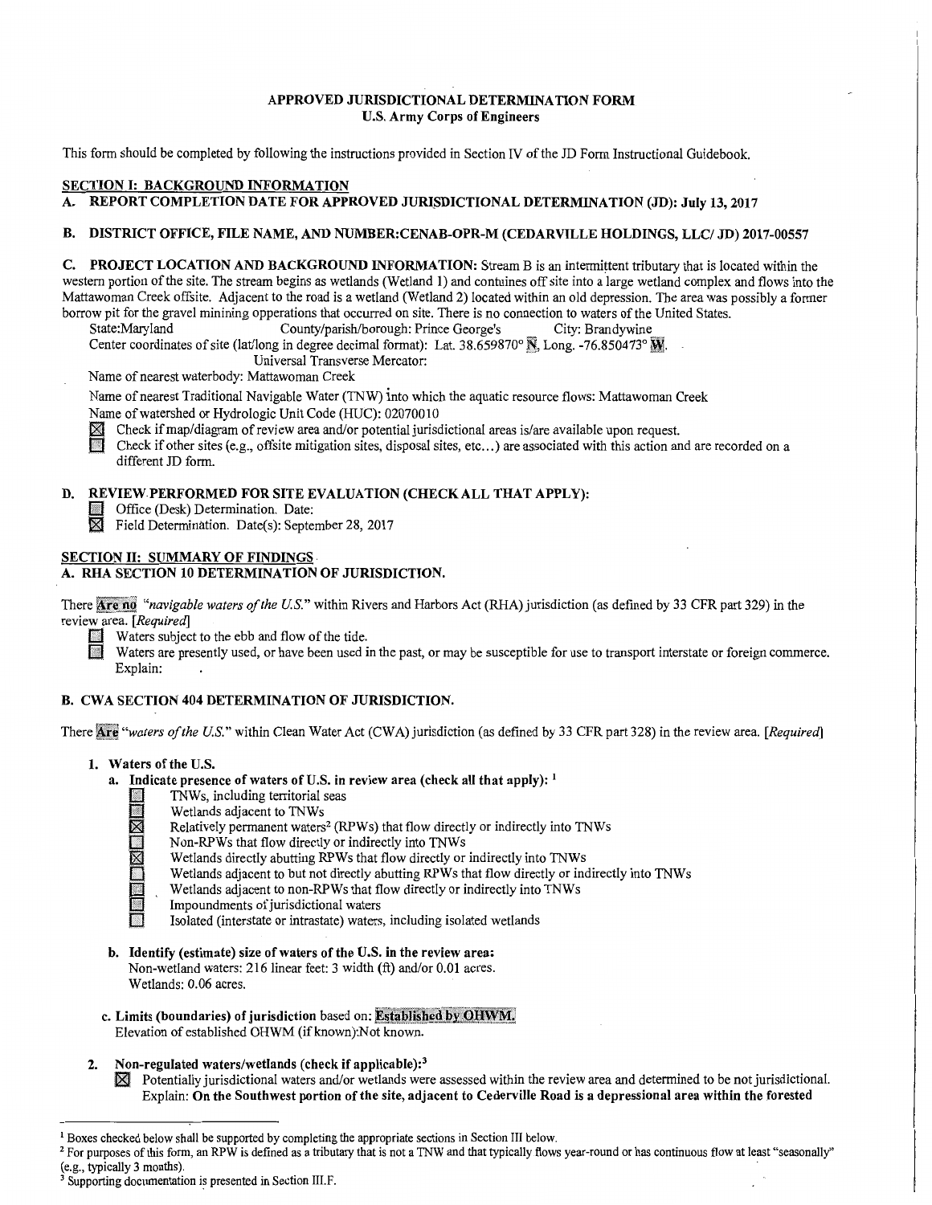# APPROVED JURISDICTIONAL DETERMINATION FORM
## U.S. Army Corps of Engineers

This form should be completed by following the instructions provided in Section IV of the JD Form Instructional Guidebook.

## SECTION I: BACKGROUND INFORMATION

**A. REPORT COMPLETION DATE FOR APPROVED JURISDICTIONAL DETERMINATION (JD): July 13, 2017**

**B. DISTRICT OFFICE, FILE NAME, AND NUMBER:CENAB-OPR-M (CEDARVILLE HOLDINGS, LLC/ JD) 2017-00557**

**C. PROJECT LOCATION AND BACKGROUND INFORMATION:** Stream B is an intermittent tributary that is located within the western portion of the site. The stream begins as wetlands (Wetland 1) and contuines off site into a large wetland complex and flows into the Mattawoman Creek offsite. Adjacent to the road is a wetland (Wetland 2) located within an old depression. The area was possibly a former borrow pit for the gravel minining opperations that occurred on site. There is no connection to waters of the United States.

State:Maryland County/parish/borough: Prince George's City: Brandywine

Center coordinates of site (lat/long in degree decimal format): Lat. 38.659870° N, Long. -76.850473° W.

Universal Transverse Mercator:

Name of nearest waterbody: Mattawoman Creek

Name of nearest Traditional Navigable Water (TNW) into which the aquatic resource flows: Mattawoman Creek

Name of watershed or Hydrologic Unit Code (HUC): 02070010

- [x] Check if map/diagram of review area and/or potential jurisdictional areas is/are available upon request.
- [ ] Check if other sites (e.g., offsite mitigation sites, disposal sites, etc...) are associated with this action and are recorded on a different JD form.

**D. REVIEW PERFORMED FOR SITE EVALUATION (CHECK ALL THAT APPLY):**

- [ ] Office (Desk) Determination. Date:
- [x] Field Determination. Date(s): September 28, 2017

## SECTION II: SUMMARY OF FINDINGS

**A. RHA SECTION 10 DETERMINATION OF JURISDICTION.**

There **Are no** *"navigable waters of the U.S."* within Rivers and Harbors Act (RHA) jurisdiction (as defined by 33 CFR part 329) in the review area. *[Required]*

- [ ] Waters subject to the ebb and flow of the tide.
- [ ] Waters are presently used, or have been used in the past, or may be susceptible for use to transport interstate or foreign commerce. Explain:

**B. CWA SECTION 404 DETERMINATION OF JURISDICTION.**

There **Are** *"waters of the U.S."* within Clean Water Act (CWA) jurisdiction (as defined by 33 CFR part 328) in the review area. *[Required]*

**1. Waters of the U.S.**

**a. Indicate presence of waters of U.S. in review area (check all that apply):** [1]

- [ ] TNWs, including territorial seas
- [ ] Wetlands adjacent to TNWs
- [x] Relatively permanent waters[2] (RPWs) that flow directly or indirectly into TNWs
- [ ] Non-RPWs that flow directly or indirectly into TNWs
- [x] Wetlands directly abutting RPWs that flow directly or indirectly into TNWs
- [ ] Wetlands adjacent to but not directly abutting RPWs that flow directly or indirectly into TNWs
- [ ] Wetlands adjacent to non-RPWs that flow directly or indirectly into TNWs
- [ ] Impoundments of jurisdictional waters
- [ ] Isolated (interstate or intrastate) waters, including isolated wetlands

**b. Identify (estimate) size of waters of the U.S. in the review area:**

Non-wetland waters: 216 linear feet: 3 width (ft) and/or 0.01 acres.

Wetlands: 0.06 acres.

**c. Limits (boundaries) of jurisdiction** based on: **Established by OHWM.**

Elevation of established OHWM (if known):Not known.

**2. Non-regulated waters/wetlands (check if applicable):**[3]

- [x] Potentially jurisdictional waters and/or wetlands were assessed within the review area and determined to be not jurisdictional. Explain: **On the Southwest portion of the site, adjacent to Cederville Road is a depressional area within the forested**

---

[1] Boxes checked below shall be supported by completing the appropriate sections in Section III below.

[2] For purposes of this form, an RPW is defined as a tributary that is not a TNW and that typically flows year-round or has continuous flow at least "seasonally" (e.g., typically 3 months).

[3] Supporting documentation is presented in Section III.F.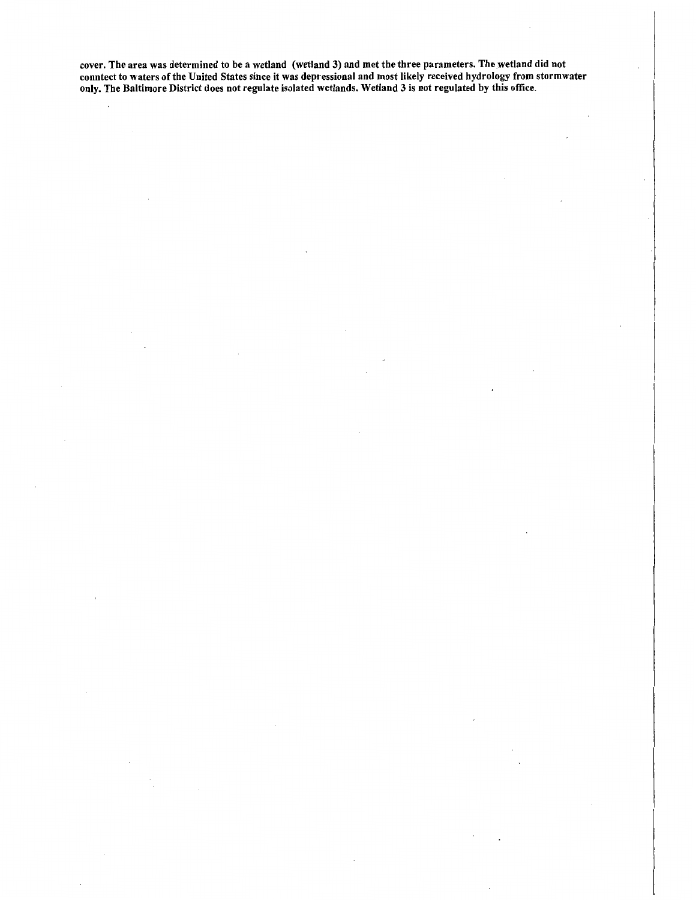**cover. The area was determined to be a wetland (wetland 3) and met the three parameters. The wetland did not conntect to waters of the United States since it was depressional and most likely received hydrology from stormwater only. The Baltimore District does not regulate isolated wetlands. Wetland 3 is not regulated by this office.**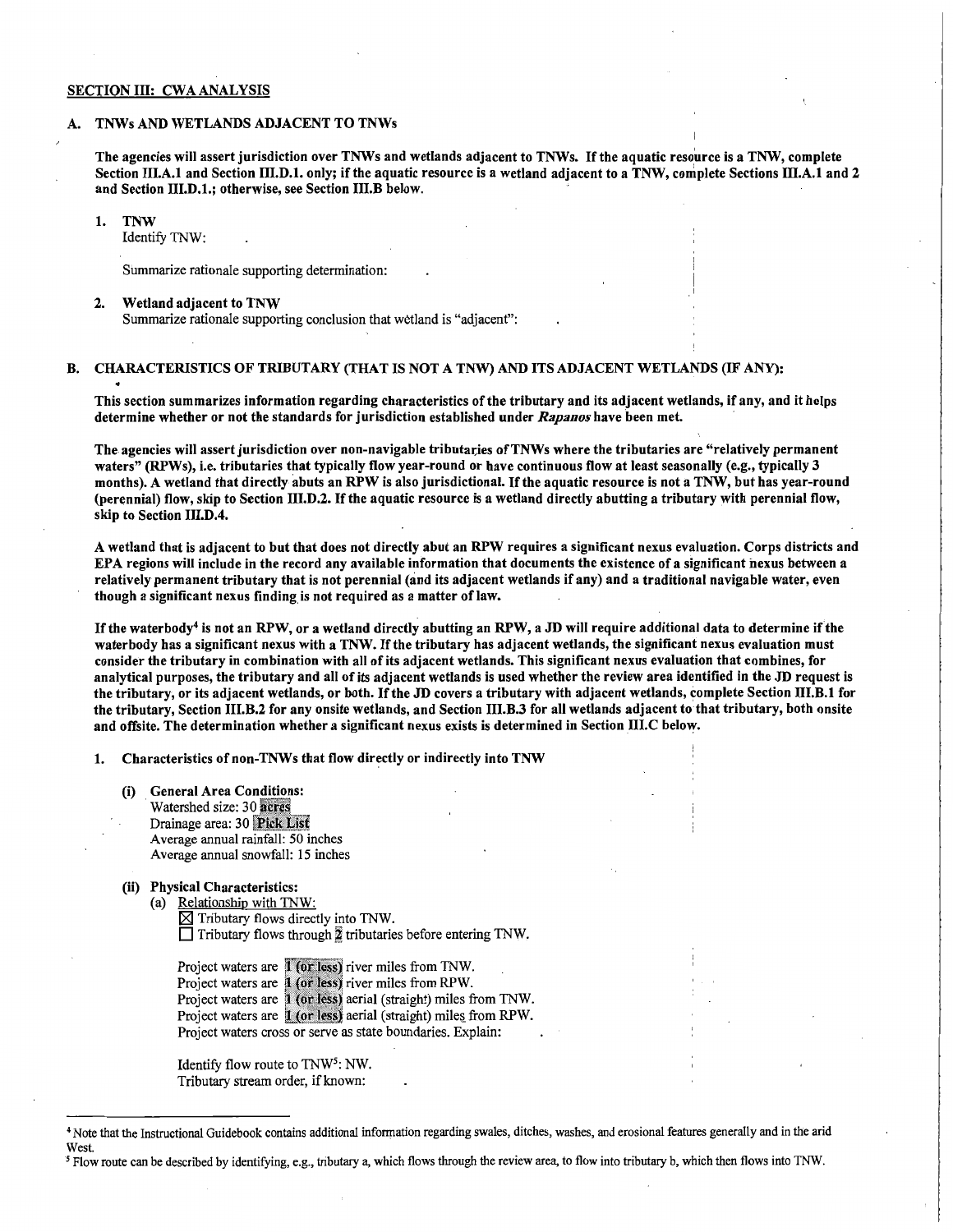## SECTION III: CWA ANALYSIS

### A. TNWs AND WETLANDS ADJACENT TO TNWs

**The agencies will assert jurisdiction over TNWs and wetlands adjacent to TNWs. If the aquatic resource is a TNW, complete Section III.A.1 and Section III.D.1. only; if the aquatic resource is a wetland adjacent to a TNW, complete Sections III.A.1 and 2 and Section III.D.1.; otherwise, see Section III.B below.**

1. **TNW**
   Identify TNW: .

   Summarize rationale supporting determination: .

2. **Wetland adjacent to TNW**
   Summarize rationale supporting conclusion that wetland is "adjacent": .

### B. CHARACTERISTICS OF TRIBUTARY (THAT IS NOT A TNW) AND ITS ADJACENT WETLANDS (IF ANY):

**This section summarizes information regarding characteristics of the tributary and its adjacent wetlands, if any, and it helps determine whether or not the standards for jurisdiction established under *Rapanos* have been met.**

**The agencies will assert jurisdiction over non-navigable tributaries of TNWs where the tributaries are "relatively permanent waters" (RPWs), i.e. tributaries that typically flow year-round or have continuous flow at least seasonally (e.g., typically 3 months). A wetland that directly abuts an RPW is also jurisdictional. If the aquatic resource is not a TNW, but has year-round (perennial) flow, skip to Section III.D.2. If the aquatic resource is a wetland directly abutting a tributary with perennial flow, skip to Section III.D.4.**

**A wetland that is adjacent to but that does not directly abut an RPW requires a significant nexus evaluation. Corps districts and EPA regions will include in the record any available information that documents the existence of a significant nexus between a relatively permanent tributary that is not perennial (and its adjacent wetlands if any) and a traditional navigable water, even though a significant nexus finding is not required as a matter of law.**

**If the waterbody[4] is not an RPW, or a wetland directly abutting an RPW, a JD will require additional data to determine if the waterbody has a significant nexus with a TNW. If the tributary has adjacent wetlands, the significant nexus evaluation must consider the tributary in combination with all of its adjacent wetlands. This significant nexus evaluation that combines, for analytical purposes, the tributary and all of its adjacent wetlands is used whether the review area identified in the JD request is the tributary, or its adjacent wetlands, or both. If the JD covers a tributary with adjacent wetlands, complete Section III.B.1 for the tributary, Section III.B.2 for any onsite wetlands, and Section III.B.3 for all wetlands adjacent to that tributary, both onsite and offsite. The determination whether a significant nexus exists is determined in Section III.C below.**

1. **Characteristics of non-TNWs that flow directly or indirectly into TNW**

   (i) **General Area Conditions:**
   Watershed size: 30 acres
   Drainage area: 30 Pick List
   Average annual rainfall: 50 inches
   Average annual snowfall: 15 inches

   (ii) **Physical Characteristics:**
   (a) Relationship with TNW:
   ☒ Tributary flows directly into TNW.
   ☐ Tributary flows through 2 tributaries before entering TNW.

   Project waters are 1 (or less) river miles from TNW.
   Project waters are 1 (or less) river miles from RPW.
   Project waters are 1 (or less) aerial (straight) miles from TNW.
   Project waters are 1 (or less) aerial (straight) miles from RPW.
   Project waters cross or serve as state boundaries. Explain: .

   Identify flow route to TNW[5]: NW.
   Tributary stream order, if known: .

---

[4] Note that the Instructional Guidebook contains additional information regarding swales, ditches, washes, and erosional features generally and in the arid West.

[5] Flow route can be described by identifying, e.g., tributary a, which flows through the review area, to flow into tributary b, which then flows into TNW.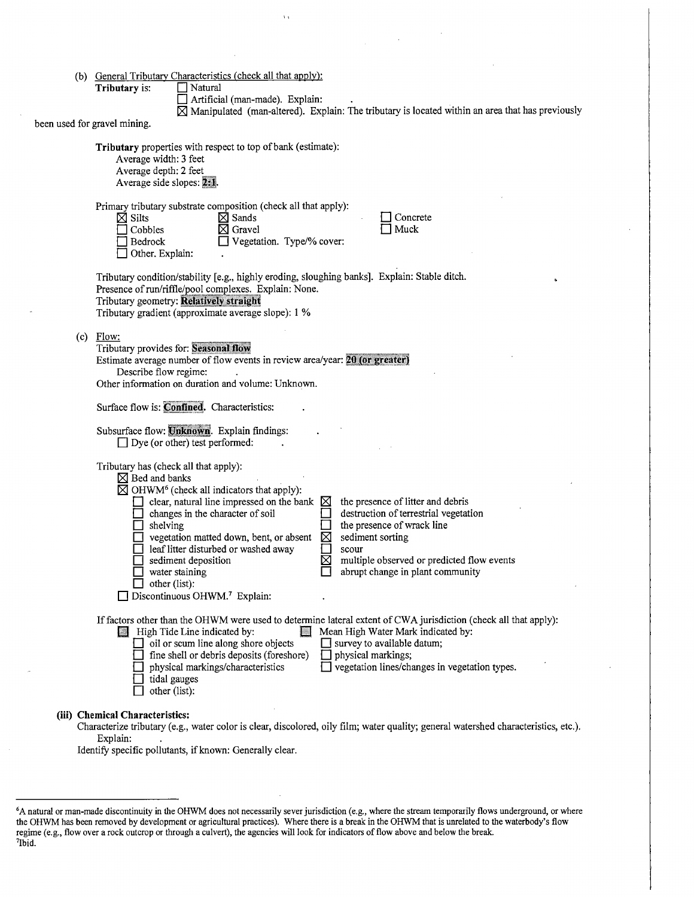(b) General Tributary Characteristics (check all that apply):

**Tributary** is: ☐ Natural
☐ Artificial (man-made). Explain: .
☒ Manipulated (man-altered). Explain: The tributary is located within an area that has previously been used for gravel mining.

**Tributary** properties with respect to top of bank (estimate):
Average width: 3 feet
Average depth: 2 feet
Average side slopes: **2:1**.

Primary tributary substrate composition (check all that apply):

☒ Silts ☒ Sands ☐ Concrete
☐ Cobbles ☒ Gravel ☐ Muck
☐ Bedrock ☐ Vegetation. Type/% cover:
☐ Other. Explain: .

Tributary condition/stability [e.g., highly eroding, sloughing banks]. Explain: Stable ditch.
Presence of run/riffle/pool complexes. Explain: None.
Tributary geometry: **Relatively straight**
Tributary gradient (approximate average slope): 1 %

(c) Flow:
Tributary provides for: **Seasonal flow**
Estimate average number of flow events in review area/year: **20 (or greater)**
Describe flow regime: .
Other information on duration and volume: Unknown.

Surface flow is: **Confined**. Characteristics: .

Subsurface flow: **Unknown**. Explain findings: .
☐ Dye (or other) test performed: .

Tributary has (check all that apply):
☒ Bed and banks
☒ OHWM[6] (check all indicators that apply):

☐ clear, natural line impressed on the bank ☒ the presence of litter and debris
☐ changes in the character of soil ☐ destruction of terrestrial vegetation
☐ shelving ☐ the presence of wrack line
☐ vegetation matted down, bent, or absent ☒ sediment sorting
☐ leaf litter disturbed or washed away ☐ scour
☐ sediment deposition ☒ multiple observed or predicted flow events
☐ water staining ☐ abrupt change in plant community
☐ other (list):

☐ Discontinuous OHWM.[7] Explain: .

If factors other than the OHWM were used to determine lateral extent of CWA jurisdiction (check all that apply):

☐ High Tide Line indicated by: ☐ Mean High Water Mark indicated by:
☐ oil or scum line along shore objects ☐ survey to available datum;
☐ fine shell or debris deposits (foreshore) ☐ physical markings;
☐ physical markings/characteristics ☐ vegetation lines/changes in vegetation types.
☐ tidal gauges
☐ other (list):

**(iii) Chemical Characteristics:**
Characterize tributary (e.g., water color is clear, discolored, oily film; water quality; general watershed characteristics, etc.).
Explain: .
Identify specific pollutants, if known: Generally clear.

---

[6]A natural or man-made discontinuity in the OHWM does not necessarily sever jurisdiction (e.g., where the stream temporarily flows underground, or where the OHWM has been removed by development or agricultural practices). Where there is a break in the OHWM that is unrelated to the waterbody's flow regime (e.g., flow over a rock outcrop or through a culvert), the agencies will look for indicators of flow above and below the break.
[7]Ibid.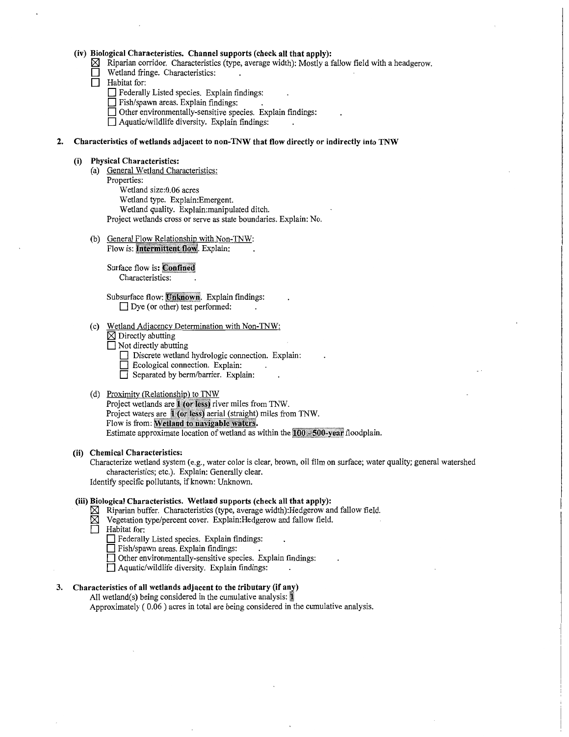**(iv) Biological Characteristics. Channel supports (check all that apply):**

- ☒ Riparian corridor. Characteristics (type, average width): Mostly a fallow field with a headgerow.
- ☐ Wetland fringe. Characteristics: .
- ☐ Habitat for:
  - ☐ Federally Listed species. Explain findings: .
  - ☐ Fish/spawn areas. Explain findings: .
  - ☐ Other environmentally-sensitive species. Explain findings: .
  - ☐ Aquatic/wildlife diversity. Explain findings: .

**2. Characteristics of wetlands adjacent to non-TNW that flow directly or indirectly into TNW**

**(i) Physical Characteristics:**

(a) General Wetland Characteristics:

Properties:

Wetland size:0.06 acres

Wetland type. Explain:Emergent.

Wetland quality. Explain:manipulated ditch.

Project wetlands cross or serve as state boundaries. Explain: No.

(b) General Flow Relationship with Non-TNW:

Flow is: **Intermittent flow**. Explain: .

Surface flow is: **Confined**

Characteristics: .

Subsurface flow: **Unknown**. Explain findings: .

☐ Dye (or other) test performed: .

(c) Wetland Adjacency Determination with Non-TNW:

- ☒ Directly abutting
- ☐ Not directly abutting
  - ☐ Discrete wetland hydrologic connection. Explain: .
  - ☐ Ecological connection. Explain: .
  - ☐ Separated by berm/barrier. Explain: .

(d) Proximity (Relationship) to TNW

Project wetlands are **1 (or less)** river miles from TNW.

Project waters are **1 (or less)** aerial (straight) miles from TNW.

Flow is from: **Wetland to navigable waters.**

Estimate approximate location of wetland as within the **100 - 500-year** floodplain.

**(ii) Chemical Characteristics:**

Characterize wetland system (e.g., water color is clear, brown, oil film on surface; water quality; general watershed characteristics; etc.). Explain: Generally clear.

Identify specific pollutants, if known: Unknown.

**(iii) Biological Characteristics. Wetland supports (check all that apply):**

- ☒ Riparian buffer. Characteristics (type, average width):Hedgerow and fallow field.
- ☒ Vegetation type/percent cover. Explain:Hedgerow and fallow field.
- ☐ Habitat for:
  - ☐ Federally Listed species. Explain findings: .
  - ☐ Fish/spawn areas. Explain findings: .
  - ☐ Other environmentally-sensitive species. Explain findings: .
  - ☐ Aquatic/wildlife diversity. Explain findings: .

**3. Characteristics of all wetlands adjacent to the tributary (if any)**

All wetland(s) being considered in the cumulative analysis: **1**

Approximately ( 0.06 ) acres in total are being considered in the cumulative analysis.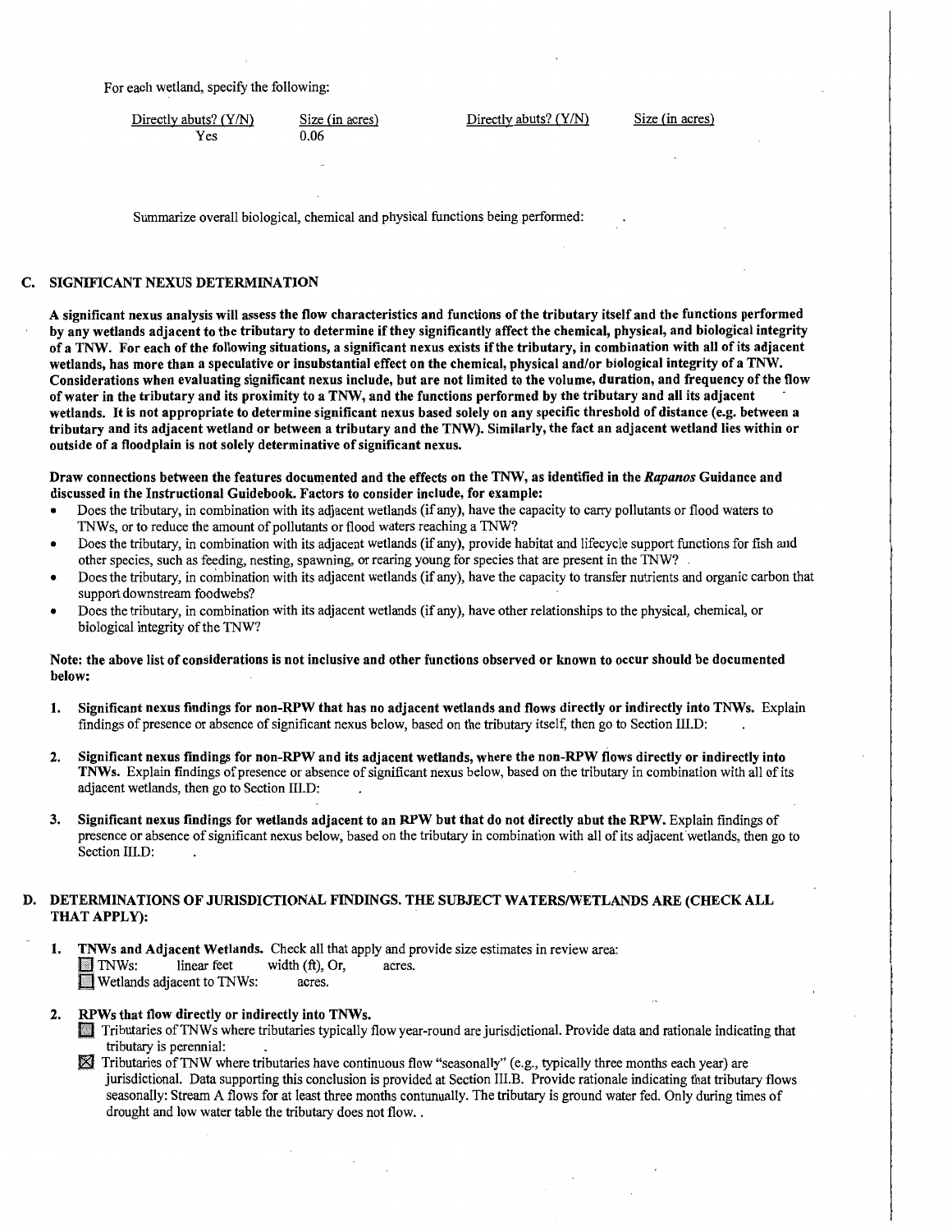For each wetland, specify the following:

| Directly abuts? (Y/N) | Size (in acres) | Directly abuts? (Y/N) | Size (in acres) |
|---|---|---|---|
| Yes | 0.06 | | |

Summarize overall biological, chemical and physical functions being performed:

## C. SIGNIFICANT NEXUS DETERMINATION

**A significant nexus analysis will assess the flow characteristics and functions of the tributary itself and the functions performed by any wetlands adjacent to the tributary to determine if they significantly affect the chemical, physical, and biological integrity of a TNW. For each of the following situations, a significant nexus exists if the tributary, in combination with all of its adjacent wetlands, has more than a speculative or insubstantial effect on the chemical, physical and/or biological integrity of a TNW. Considerations when evaluating significant nexus include, but are not limited to the volume, duration, and frequency of the flow of water in the tributary and its proximity to a TNW, and the functions performed by the tributary and all its adjacent wetlands. It is not appropriate to determine significant nexus based solely on any specific threshold of distance (e.g. between a tributary and its adjacent wetland or between a tributary and the TNW). Similarly, the fact an adjacent wetland lies within or outside of a floodplain is not solely determinative of significant nexus.**

**Draw connections between the features documented and the effects on the TNW, as identified in the *Rapanos* Guidance and discussed in the Instructional Guidebook. Factors to consider include, for example:**

- Does the tributary, in combination with its adjacent wetlands (if any), have the capacity to carry pollutants or flood waters to TNWs, or to reduce the amount of pollutants or flood waters reaching a TNW?
- Does the tributary, in combination with its adjacent wetlands (if any), provide habitat and lifecycle support functions for fish and other species, such as feeding, nesting, spawning, or rearing young for species that are present in the TNW?
- Does the tributary, in combination with its adjacent wetlands (if any), have the capacity to transfer nutrients and organic carbon that support downstream foodwebs?
- Does the tributary, in combination with its adjacent wetlands (if any), have other relationships to the physical, chemical, or biological integrity of the TNW?

**Note: the above list of considerations is not inclusive and other functions observed or known to occur should be documented below:**

1. **Significant nexus findings for non-RPW that has no adjacent wetlands and flows directly or indirectly into TNWs.** Explain findings of presence or absence of significant nexus below, based on the tributary itself, then go to Section III.D:

2. **Significant nexus findings for non-RPW and its adjacent wetlands, where the non-RPW flows directly or indirectly into TNWs.** Explain findings of presence or absence of significant nexus below, based on the tributary in combination with all of its adjacent wetlands, then go to Section III.D:

3. **Significant nexus findings for wetlands adjacent to an RPW but that do not directly abut the RPW.** Explain findings of presence or absence of significant nexus below, based on the tributary in combination with all of its adjacent wetlands, then go to Section III.D:

## D. DETERMINATIONS OF JURISDICTIONAL FINDINGS. THE SUBJECT WATERS/WETLANDS ARE (CHECK ALL THAT APPLY):

1. **TNWs and Adjacent Wetlands.** Check all that apply and provide size estimates in review area:
   - ☐ TNWs: linear feet width (ft), Or, acres.
   - ☐ Wetlands adjacent to TNWs: acres.

2. **RPWs that flow directly or indirectly into TNWs.**
   - ☐ Tributaries of TNWs where tributaries typically flow year-round are jurisdictional. Provide data and rationale indicating that tributary is perennial:
   - ☒ Tributaries of TNW where tributaries have continuous flow "seasonally" (e.g., typically three months each year) are jurisdictional. Data supporting this conclusion is provided at Section III.B. Provide rationale indicating that tributary flows seasonally: Stream A flows for at least three months contunually. The tributary is ground water fed. Only during times of drought and low water table the tributary does not flow..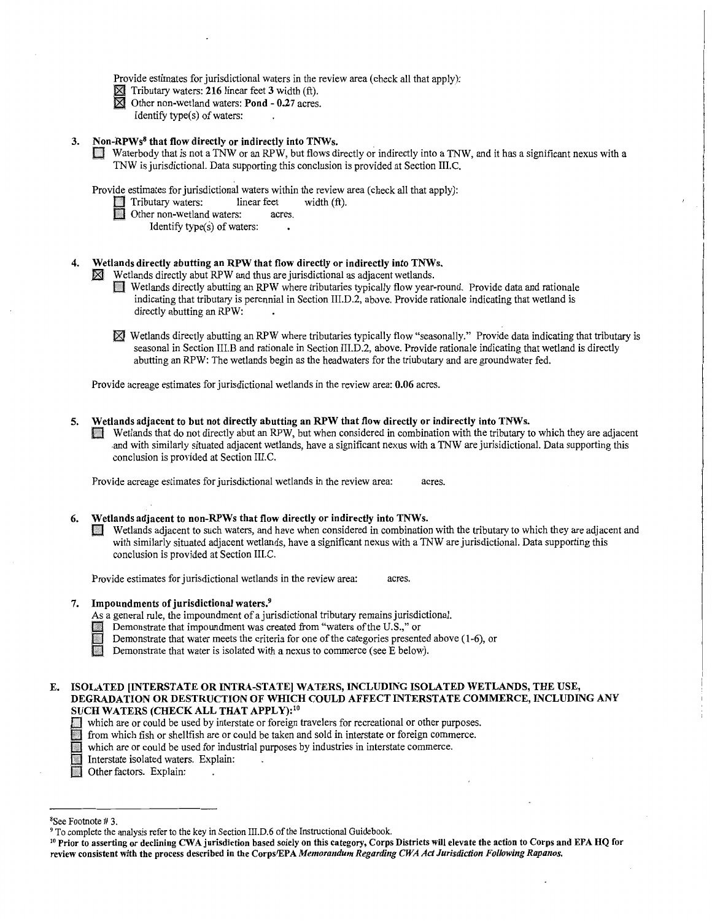Provide estimates for jurisdictional waters in the review area (check all that apply):

☒ Tributary waters: **216** linear feet **3** width (ft).

☒ Other non-wetland waters: **Pond - 0.27** acres.

Identify type(s) of waters: .

3. **Non-RPWs[8] that flow directly or indirectly into TNWs.**

☐ Waterbody that is not a TNW or an RPW, but flows directly or indirectly into a TNW, and it has a significant nexus with a TNW is jurisdictional. Data supporting this conclusion is provided at Section III.C.

Provide estimates for jurisdictional waters within the review area (check all that apply):

☐ Tributary waters: linear feet width (ft).

☐ Other non-wetland waters: acres.

Identify type(s) of waters: .

4. **Wetlands directly abutting an RPW that flow directly or indirectly into TNWs.**

☒ Wetlands directly abut RPW and thus are jurisdictional as adjacent wetlands.

☐ Wetlands directly abutting an RPW where tributaries typically flow year-round. Provide data and rationale indicating that tributary is perennial in Section III.D.2, above. Provide rationale indicating that wetland is directly abutting an RPW: .

☒ Wetlands directly abutting an RPW where tributaries typically flow "seasonally." Provide data indicating that tributary is seasonal in Section III.B and rationale in Section III.D.2, above. Provide rationale indicating that wetland is directly abutting an RPW: The wetlands begin as the headwaters for the triubutary and are groundwater fed.

Provide acreage estimates for jurisdictional wetlands in the review area: **0.06** acres.

5. **Wetlands adjacent to but not directly abutting an RPW that flow directly or indirectly into TNWs.**

☐ Wetlands that do not directly abut an RPW, but when considered in combination with the tributary to which they are adjacent and with similarly situated adjacent wetlands, have a significant nexus with a TNW are jurisidictional. Data supporting this conclusion is provided at Section III.C.

Provide acreage estimates for jurisdictional wetlands in the review area: acres.

6. **Wetlands adjacent to non-RPWs that flow directly or indirectly into TNWs.**

☐ Wetlands adjacent to such waters, and have when considered in combination with the tributary to which they are adjacent and with similarly situated adjacent wetlands, have a significant nexus with a TNW are jurisdictional. Data supporting this conclusion is provided at Section III.C.

Provide estimates for jurisdictional wetlands in the review area: acres.

7. **Impoundments of jurisdictional waters.[9]**

As a general rule, the impoundment of a jurisdictional tributary remains jurisdictional.

☐ Demonstrate that impoundment was created from "waters of the U.S.," or

☐ Demonstrate that water meets the criteria for one of the categories presented above (1-6), or

☐ Demonstrate that water is isolated with a nexus to commerce (see E below).

**E. ISOLATED [INTERSTATE OR INTRA-STATE] WATERS, INCLUDING ISOLATED WETLANDS, THE USE, DEGRADATION OR DESTRUCTION OF WHICH COULD AFFECT INTERSTATE COMMERCE, INCLUDING ANY SUCH WATERS (CHECK ALL THAT APPLY):[10]**

☐ which are or could be used by interstate or foreign travelers for recreational or other purposes.

☐ from which fish or shellfish are or could be taken and sold in interstate or foreign commerce.

☐ which are or could be used for industrial purposes by industries in interstate commerce.

☐ Interstate isolated waters. Explain: .

☐ Other factors. Explain: .

---

[8] See Footnote # 3.

[9] To complete the analysis refer to the key in Section III.D.6 of the Instructional Guidebook.

[10] **Prior to asserting or declining CWA jurisdiction based solely on this category, Corps Districts will elevate the action to Corps and EPA HQ for review consistent with the process described in the Corps/EPA *Memorandum Regarding CWA Act Jurisdiction Following Rapanos.***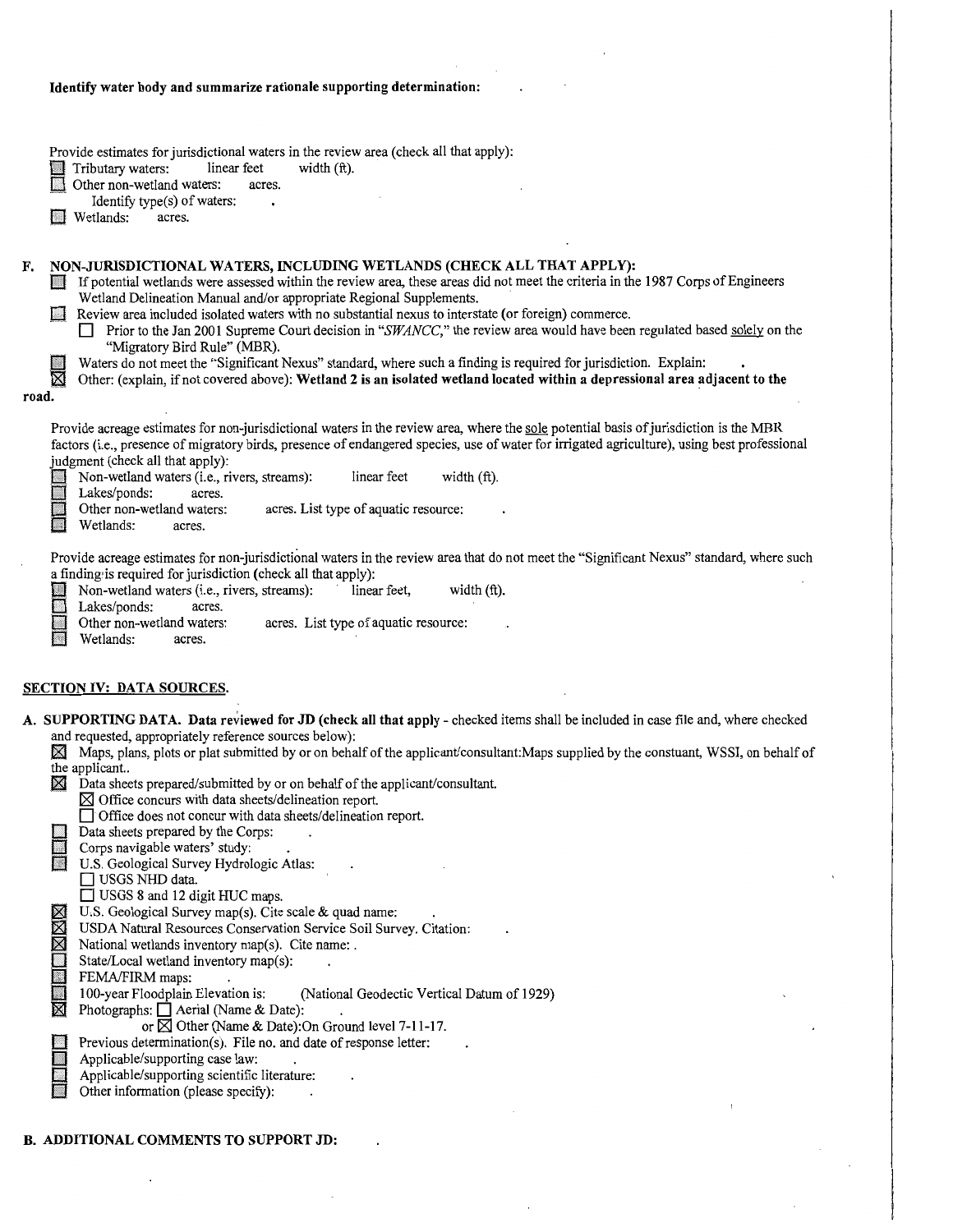**Identify water body and summarize rationale supporting determination:** .

Provide estimates for jurisdictional waters in the review area (check all that apply):

- ☐ Tributary waters: linear feet width (ft).
- ☐ Other non-wetland waters: acres.
  - Identify type(s) of waters: .
- ☐ Wetlands: acres.

**F. NON-JURISDICTIONAL WATERS, INCLUDING WETLANDS (CHECK ALL THAT APPLY):**

- ☐ If potential wetlands were assessed within the review area, these areas did not meet the criteria in the 1987 Corps of Engineers Wetland Delineation Manual and/or appropriate Regional Supplements.
- ☐ Review area included isolated waters with no substantial nexus to interstate (or foreign) commerce.
  - ☐ Prior to the Jan 2001 Supreme Court decision in "*SWANCC*," the review area would have been regulated based solely on the "Migratory Bird Rule" (MBR).
- ☐ Waters do not meet the "Significant Nexus" standard, where such a finding is required for jurisdiction. Explain: .
- ☒ Other: (explain, if not covered above): **Wetland 2 is an isolated wetland located within a depressional area adjacent to the road.**

Provide acreage estimates for non-jurisdictional waters in the review area, where the sole potential basis of jurisdiction is the MBR factors (i.e., presence of migratory birds, presence of endangered species, use of water for irrigated agriculture), using best professional judgment (check all that apply):

- ☐ Non-wetland waters (i.e., rivers, streams): linear feet width (ft).
- ☐ Lakes/ponds: acres.
- ☐ Other non-wetland waters: acres. List type of aquatic resource: .
- ☐ Wetlands: acres.

Provide acreage estimates for non-jurisdictional waters in the review area that do not meet the "Significant Nexus" standard, where such a finding is required for jurisdiction (check all that apply):

- ☐ Non-wetland waters (i.e., rivers, streams): linear feet, width (ft).
- ☐ Lakes/ponds: acres.
- ☐ Other non-wetland waters: acres. List type of aquatic resource: .
- ☐ Wetlands: acres.

## SECTION IV: DATA SOURCES.

**A. SUPPORTING DATA. Data reviewed for JD (check all that apply** - checked items shall be included in case file and, where checked and requested, appropriately reference sources below):

- ☒ Maps, plans, plots or plat submitted by or on behalf of the applicant/consultant:Maps supplied by the constuant, WSSI, on behalf of the applicant..
- ☒ Data sheets prepared/submitted by or on behalf of the applicant/consultant.
  - ☒ Office concurs with data sheets/delineation report.
  - ☐ Office does not concur with data sheets/delineation report.
- ☐ Data sheets prepared by the Corps: .
- ☐ Corps navigable waters' study: .
- ☐ U.S. Geological Survey Hydrologic Atlas: .
  - ☐ USGS NHD data.
  - ☐ USGS 8 and 12 digit HUC maps.
- ☒ U.S. Geological Survey map(s). Cite scale & quad name: .
- ☒ USDA Natural Resources Conservation Service Soil Survey. Citation: .
- ☒ National wetlands inventory map(s). Cite name: .
- ☐ State/Local wetland inventory map(s): .
- ☐ FEMA/FIRM maps: .
- ☐ 100-year Floodplain Elevation is: (National Geodectic Vertical Datum of 1929)
- ☒ Photographs: ☐ Aerial (Name & Date): .
  - or ☒ Other (Name & Date):On Ground level 7-11-17.
- ☐ Previous determination(s). File no. and date of response letter: .
- ☐ Applicable/supporting case law: .
- ☐ Applicable/supporting scientific literature: .
- ☐ Other information (please specify): .

**B. ADDITIONAL COMMENTS TO SUPPORT JD:** .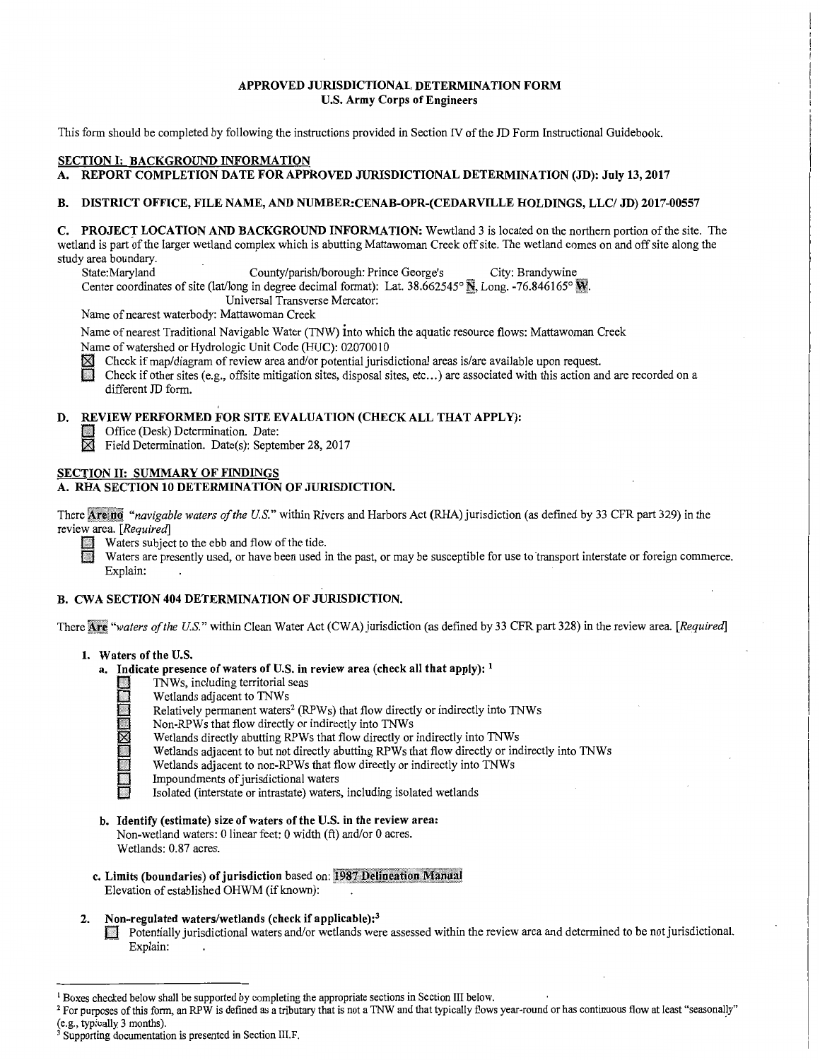**APPROVED JURISDICTIONAL DETERMINATION FORM**
**U.S. Army Corps of Engineers**

This form should be completed by following the instructions provided in Section IV of the JD Form Instructional Guidebook.

## SECTION I: BACKGROUND INFORMATION

**A. REPORT COMPLETION DATE FOR APPROVED JURISDICTIONAL DETERMINATION (JD): July 13, 2017**

**B. DISTRICT OFFICE, FILE NAME, AND NUMBER:CENAB-OPR-(CEDARVILLE HOLDINGS, LLC/ JD) 2017-00557**

**C. PROJECT LOCATION AND BACKGROUND INFORMATION:** Wewtland 3 is located on the northern portion of the site. The wetland is part of the larger wetland complex which is abutting Mattawoman Creek off site. The wetland comes on and off site along the study area boundary.

State:Maryland  County/parish/borough: Prince George's  City: Brandywine

Center coordinates of site (lat/long in degree decimal format): Lat. 38.662545° N, Long. -76.846165° W.

Universal Transverse Mercator:

Name of nearest waterbody: Mattawoman Creek

Name of nearest Traditional Navigable Water (TNW) into which the aquatic resource flows: Mattawoman Creek

Name of watershed or Hydrologic Unit Code (HUC): 02070010

☒ Check if map/diagram of review area and/or potential jurisdictional areas is/are available upon request.

☐ Check if other sites (e.g., offsite mitigation sites, disposal sites, etc…) are associated with this action and are recorded on a different JD form.

**D. REVIEW PERFORMED FOR SITE EVALUATION (CHECK ALL THAT APPLY):**

☐ Office (Desk) Determination. Date:

☒ Field Determination. Date(s): September 28, 2017

## SECTION II: SUMMARY OF FINDINGS

**A. RHA SECTION 10 DETERMINATION OF JURISDICTION.**

There **Are no** "*navigable waters of the U.S.*" within Rivers and Harbors Act (RHA) jurisdiction (as defined by 33 CFR part 329) in the review area. [*Required*]

☐ Waters subject to the ebb and flow of the tide.

☐ Waters are presently used, or have been used in the past, or may be susceptible for use to transport interstate or foreign commerce. Explain:

**B. CWA SECTION 404 DETERMINATION OF JURISDICTION.**

There **Are** "*waters of the U.S.*" within Clean Water Act (CWA) jurisdiction (as defined by 33 CFR part 328) in the review area. [*Required*]

**1. Waters of the U.S.**

**a. Indicate presence of waters of U.S. in review area (check all that apply):** [1]

- ☐ TNWs, including territorial seas
- ☐ Wetlands adjacent to TNWs
- ☐ Relatively permanent waters[2] (RPWs) that flow directly or indirectly into TNWs
- ☐ Non-RPWs that flow directly or indirectly into TNWs
- ☒ Wetlands directly abutting RPWs that flow directly or indirectly into TNWs
- ☐ Wetlands adjacent to but not directly abutting RPWs that flow directly or indirectly into TNWs
- ☐ Wetlands adjacent to non-RPWs that flow directly or indirectly into TNWs
- ☐ Impoundments of jurisdictional waters
- ☐ Isolated (interstate or intrastate) waters, including isolated wetlands

**b. Identify (estimate) size of waters of the U.S. in the review area:**

Non-wetland waters: 0 linear feet: 0 width (ft) and/or 0 acres.

Wetlands: 0.87 acres.

**c. Limits (boundaries) of jurisdiction** based on: **1987 Delineation Manual**

Elevation of established OHWM (if known):

**2. Non-regulated waters/wetlands (check if applicable):**[3]

☐ Potentially jurisdictional waters and/or wetlands were assessed within the review area and determined to be not jurisdictional. Explain:

---

[1] Boxes checked below shall be supported by completing the appropriate sections in Section III below.

[2] For purposes of this form, an RPW is defined as a tributary that is not a TNW and that typically flows year-round or has continuous flow at least "seasonally" (e.g., typically 3 months).

[3] Supporting documentation is presented in Section III.F.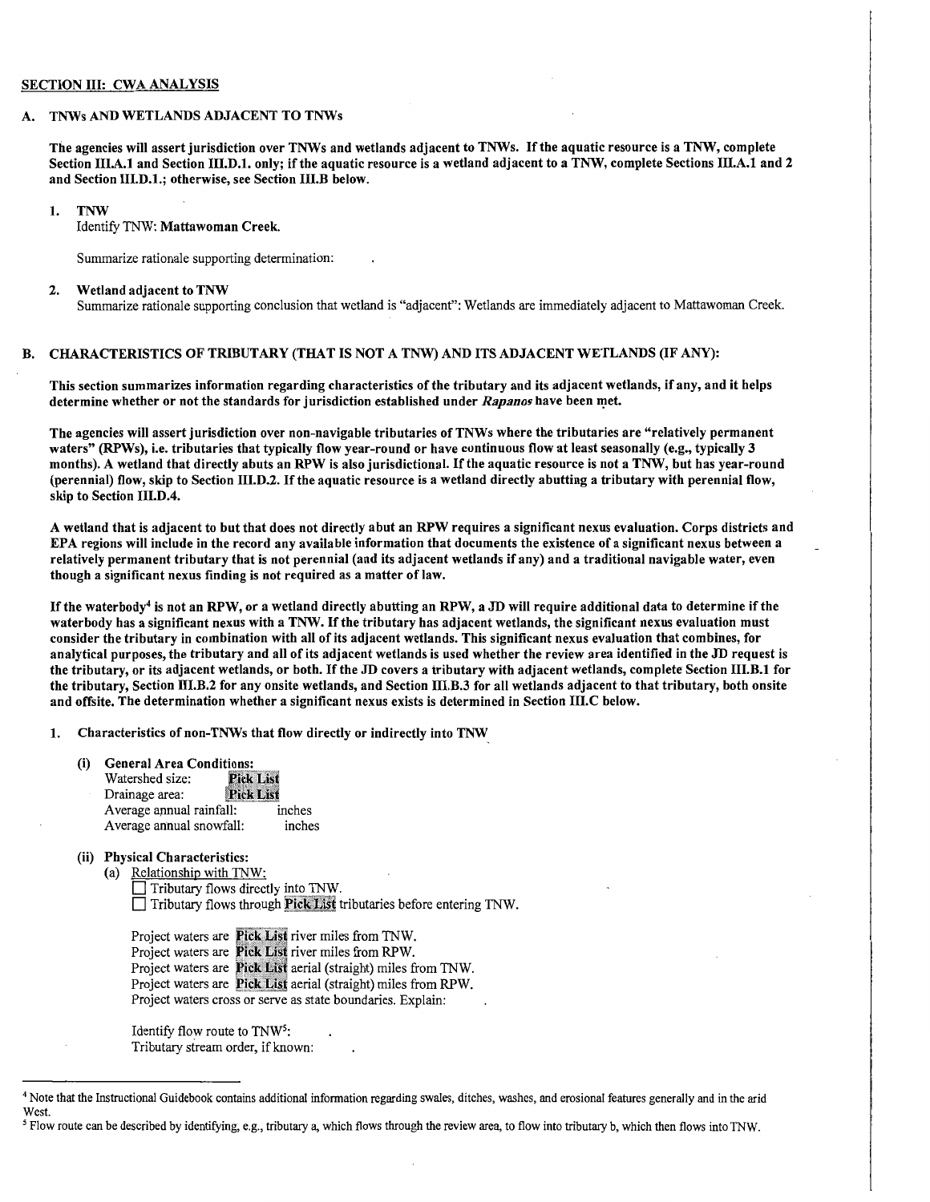## SECTION III: CWA ANALYSIS

### A. TNWs AND WETLANDS ADJACENT TO TNWs

**The agencies will assert jurisdiction over TNWs and wetlands adjacent to TNWs. If the aquatic resource is a TNW, complete Section III.A.1 and Section III.D.1. only; if the aquatic resource is a wetland adjacent to a TNW, complete Sections III.A.1 and 2 and Section III.D.1.; otherwise, see Section III.B below.**

1. **TNW**

   Identify TNW: **Mattawoman Creek.**

   Summarize rationale supporting determination: .

2. **Wetland adjacent to TNW**

   Summarize rationale supporting conclusion that wetland is "adjacent": Wetlands are immediately adjacent to Mattawoman Creek.

### B. CHARACTERISTICS OF TRIBUTARY (THAT IS NOT A TNW) AND ITS ADJACENT WETLANDS (IF ANY):

**This section summarizes information regarding characteristics of the tributary and its adjacent wetlands, if any, and it helps determine whether or not the standards for jurisdiction established under *Rapanos* have been met.**

**The agencies will assert jurisdiction over non-navigable tributaries of TNWs where the tributaries are "relatively permanent waters" (RPWs), i.e. tributaries that typically flow year-round or have continuous flow at least seasonally (e.g., typically 3 months). A wetland that directly abuts an RPW is also jurisdictional. If the aquatic resource is not a TNW, but has year-round (perennial) flow, skip to Section III.D.2. If the aquatic resource is a wetland directly abutting a tributary with perennial flow, skip to Section III.D.4.**

**A wetland that is adjacent to but that does not directly abut an RPW requires a significant nexus evaluation. Corps districts and EPA regions will include in the record any available information that documents the existence of a significant nexus between a relatively permanent tributary that is not perennial (and its adjacent wetlands if any) and a traditional navigable water, even though a significant nexus finding is not required as a matter of law.**

**If the waterbody[4] is not an RPW, or a wetland directly abutting an RPW, a JD will require additional data to determine if the waterbody has a significant nexus with a TNW. If the tributary has adjacent wetlands, the significant nexus evaluation must consider the tributary in combination with all of its adjacent wetlands. This significant nexus evaluation that combines, for analytical purposes, the tributary and all of its adjacent wetlands is used whether the review area identified in the JD request is the tributary, or its adjacent wetlands, or both. If the JD covers a tributary with adjacent wetlands, complete Section III.B.1 for the tributary, Section III.B.2 for any onsite wetlands, and Section III.B.3 for all wetlands adjacent to that tributary, both onsite and offsite. The determination whether a significant nexus exists is determined in Section III.C below.**

1. **Characteristics of non-TNWs that flow directly or indirectly into TNW**

   (i) **General Area Conditions:**

   Watershed size: Pick List
   Drainage area: Pick List
   Average annual rainfall: inches
   Average annual snowfall: inches

   (ii) **Physical Characteristics:**

   (a) Relationship with TNW:

   ☐ Tributary flows directly into TNW.
   ☐ Tributary flows through Pick List tributaries before entering TNW.

   Project waters are Pick List river miles from TNW.
   Project waters are Pick List river miles from RPW.
   Project waters are Pick List aerial (straight) miles from TNW.
   Project waters are Pick List aerial (straight) miles from RPW.
   Project waters cross or serve as state boundaries. Explain: .

   Identify flow route to TNW[5]: .
   Tributary stream order, if known: .

---

[4] Note that the Instructional Guidebook contains additional information regarding swales, ditches, washes, and erosional features generally and in the arid West.

[5] Flow route can be described by identifying, e.g., tributary a, which flows through the review area, to flow into tributary b, which then flows into TNW.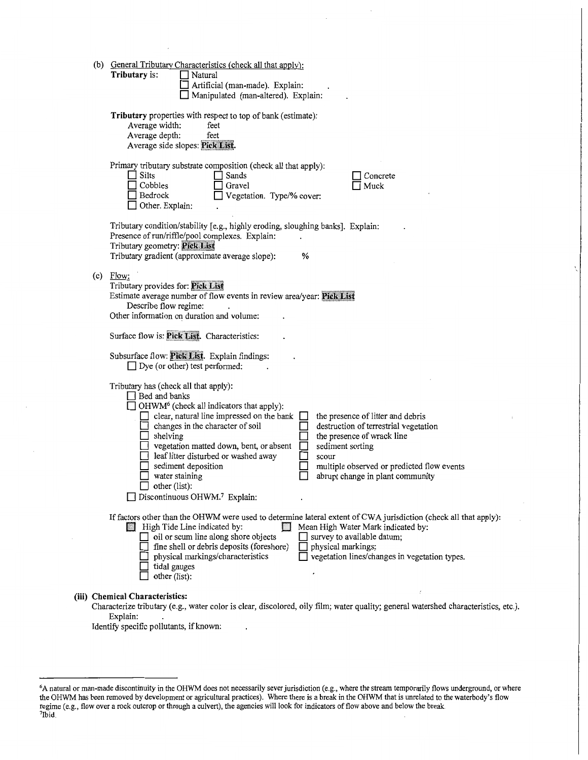(b) General Tributary Characteristics (check all that apply):

**Tributary** is: ☐ Natural
☐ Artificial (man-made). Explain: .
☐ Manipulated (man-altered). Explain: .

**Tributary** properties with respect to top of bank (estimate):
Average width: feet
Average depth: feet
Average side slopes: **Pick List**.

Primary tributary substrate composition (check all that apply):

☐ Silts ☐ Sands ☐ Concrete
☐ Cobbles ☐ Gravel ☐ Muck
☐ Bedrock ☐ Vegetation. Type/% cover:
☐ Other. Explain: .

Tributary condition/stability [e.g., highly eroding, sloughing banks]. Explain: .
Presence of run/riffle/pool complexes. Explain: .
Tributary geometry: **Pick List**
Tributary gradient (approximate average slope): %

(c) Flow:

Tributary provides for: **Pick List**
Estimate average number of flow events in review area/year: **Pick List**
Describe flow regime: .
Other information on duration and volume: .

Surface flow is: **Pick List**. Characteristics: .

Subsurface flow: **Pick List**. Explain findings: .
☐ Dye (or other) test performed: .

Tributary has (check all that apply):
☐ Bed and banks
☐ OHWM[6] (check all indicators that apply):
☐ clear, natural line impressed on the bank ☐ the presence of litter and debris
☐ changes in the character of soil ☐ destruction of terrestrial vegetation
☐ shelving ☐ the presence of wrack line
☐ vegetation matted down, bent, or absent ☐ sediment sorting
☐ leaf litter disturbed or washed away ☐ scour
☐ sediment deposition ☐ multiple observed or predicted flow events
☐ water staining ☐ abrupt change in plant community
☐ other (list):
☐ Discontinuous OHWM.[7] Explain: .

If factors other than the OHWM were used to determine lateral extent of CWA jurisdiction (check all that apply):
☐ High Tide Line indicated by: ☐ Mean High Water Mark indicated by:
☐ oil or scum line along shore objects ☐ survey to available datum;
☐ fine shell or debris deposits (foreshore) ☐ physical markings;
☐ physical markings/characteristics ☐ vegetation lines/changes in vegetation types.
☐ tidal gauges
☐ other (list):

**(iii) Chemical Characteristics:**

Characterize tributary (e.g., water color is clear, discolored, oily film; water quality; general watershed characteristics, etc.). Explain: .
Identify specific pollutants, if known: .

---

[6]A natural or man-made discontinuity in the OHWM does not necessarily sever jurisdiction (e.g., where the stream temporarily flows underground, or where the OHWM has been removed by development or agricultural practices). Where there is a break in the OHWM that is unrelated to the waterbody's flow regime (e.g., flow over a rock outcrop or through a culvert), the agencies will look for indicators of flow above and below the break.
[7]Ibid.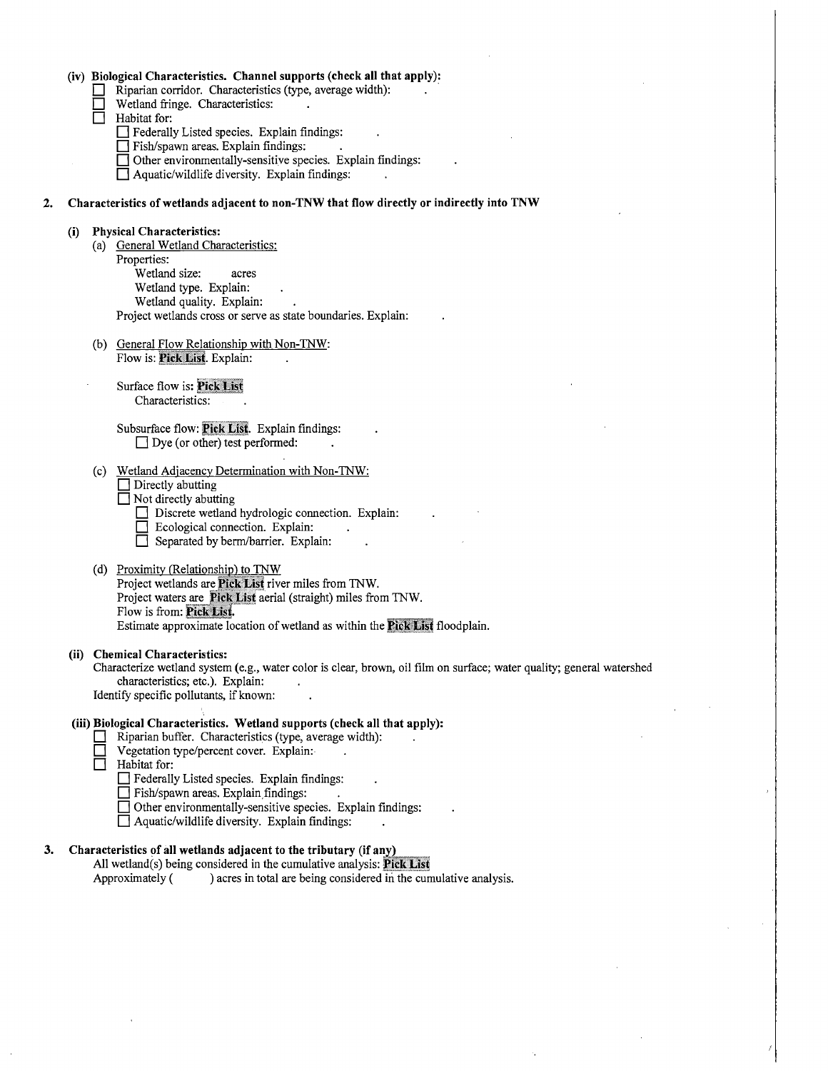**(iv) Biological Characteristics. Channel supports (check all that apply):**

- ☐ Riparian corridor. Characteristics (type, average width): .
- ☐ Wetland fringe. Characteristics: .
- ☐ Habitat for:
  - ☐ Federally Listed species. Explain findings: .
  - ☐ Fish/spawn areas. Explain findings: .
  - ☐ Other environmentally-sensitive species. Explain findings: .
  - ☐ Aquatic/wildlife diversity. Explain findings: .

**2. Characteristics of wetlands adjacent to non-TNW that flow directly or indirectly into TNW**

**(i) Physical Characteristics:**

(a) General Wetland Characteristics:

Properties:

Wetland size: acres

Wetland type. Explain: .

Wetland quality. Explain: .

Project wetlands cross or serve as state boundaries. Explain: .

(b) General Flow Relationship with Non-TNW:

Flow is: **Pick List**. Explain: .

Surface flow is: **Pick List**

Characteristics: .

Subsurface flow: **Pick List**. Explain findings: .

☐ Dye (or other) test performed: .

(c) Wetland Adjacency Determination with Non-TNW:

- ☐ Directly abutting
- ☐ Not directly abutting
  - ☐ Discrete wetland hydrologic connection. Explain: .
  - ☐ Ecological connection. Explain: .
  - ☐ Separated by berm/barrier. Explain: .

(d) Proximity (Relationship) to TNW

Project wetlands are **Pick List** river miles from TNW.

Project waters are **Pick List** aerial (straight) miles from TNW.

Flow is from: **Pick List**.

Estimate approximate location of wetland as within the **Pick List** floodplain.

**(ii) Chemical Characteristics:**

Characterize wetland system (e.g., water color is clear, brown, oil film on surface; water quality; general watershed characteristics; etc.). Explain: .

Identify specific pollutants, if known: .

**(iii) Biological Characteristics. Wetland supports (check all that apply):**

- ☐ Riparian buffer. Characteristics (type, average width): .
- ☐ Vegetation type/percent cover. Explain: .
- ☐ Habitat for:
  - ☐ Federally Listed species. Explain findings: .
  - ☐ Fish/spawn areas. Explain findings: .
  - ☐ Other environmentally-sensitive species. Explain findings: .
  - ☐ Aquatic/wildlife diversity. Explain findings: .

**3. Characteristics of all wetlands adjacent to the tributary (if any)**

All wetland(s) being considered in the cumulative analysis: **Pick List**

Approximately ( ) acres in total are being considered in the cumulative analysis.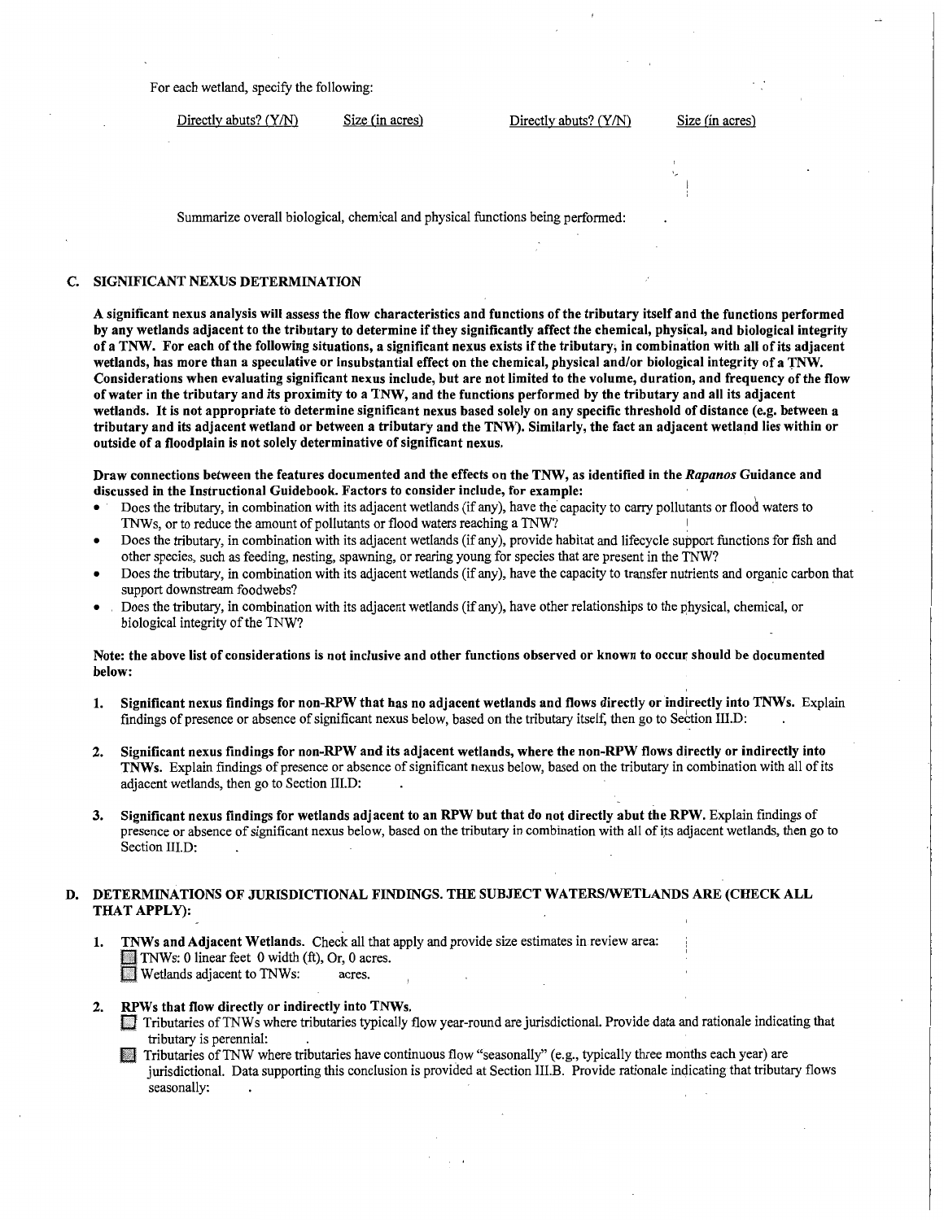For each wetland, specify the following:

| Directly abuts? (Y/N) | Size (in acres) | Directly abuts? (Y/N) | Size (in acres) |
|---|---|---|---|

Summarize overall biological, chemical and physical functions being performed:

### C. SIGNIFICANT NEXUS DETERMINATION

**A significant nexus analysis will assess the flow characteristics and functions of the tributary itself and the functions performed by any wetlands adjacent to the tributary to determine if they significantly affect the chemical, physical, and biological integrity of a TNW. For each of the following situations, a significant nexus exists if the tributary, in combination with all of its adjacent wetlands, has more than a speculative or insubstantial effect on the chemical, physical and/or biological integrity of a TNW. Considerations when evaluating significant nexus include, but are not limited to the volume, duration, and frequency of the flow of water in the tributary and its proximity to a TNW, and the functions performed by the tributary and all its adjacent wetlands. It is not appropriate to determine significant nexus based solely on any specific threshold of distance (e.g. between a tributary and its adjacent wetland or between a tributary and the TNW). Similarly, the fact an adjacent wetland lies within or outside of a floodplain is not solely determinative of significant nexus.**

**Draw connections between the features documented and the effects on the TNW, as identified in the *Rapanos* Guidance and discussed in the Instructional Guidebook. Factors to consider include, for example:**

- Does the tributary, in combination with its adjacent wetlands (if any), have the capacity to carry pollutants or flood waters to TNWs, or to reduce the amount of pollutants or flood waters reaching a TNW?
- Does the tributary, in combination with its adjacent wetlands (if any), provide habitat and lifecycle support functions for fish and other species, such as feeding, nesting, spawning, or rearing young for species that are present in the TNW?
- Does the tributary, in combination with its adjacent wetlands (if any), have the capacity to transfer nutrients and organic carbon that support downstream foodwebs?
- Does the tributary, in combination with its adjacent wetlands (if any), have other relationships to the physical, chemical, or biological integrity of the TNW?

**Note: the above list of considerations is not inclusive and other functions observed or known to occur should be documented below:**

1. **Significant nexus findings for non-RPW that has no adjacent wetlands and flows directly or indirectly into TNWs.** Explain findings of presence or absence of significant nexus below, based on the tributary itself, then go to Section III.D: .

2. **Significant nexus findings for non-RPW and its adjacent wetlands, where the non-RPW flows directly or indirectly into TNWs.** Explain findings of presence or absence of significant nexus below, based on the tributary in combination with all of its adjacent wetlands, then go to Section III.D: .

3. **Significant nexus findings for wetlands adjacent to an RPW but that do not directly abut the RPW.** Explain findings of presence or absence of significant nexus below, based on the tributary in combination with all of its adjacent wetlands, then go to Section III.D: .

### D. DETERMINATIONS OF JURISDICTIONAL FINDINGS. THE SUBJECT WATERS/WETLANDS ARE (CHECK ALL THAT APPLY):

1. **TNWs and Adjacent Wetlands.** Check all that apply and provide size estimates in review area:
   - ☐ TNWs: 0 linear feet 0 width (ft), Or, 0 acres.
   - ☐ Wetlands adjacent to TNWs: acres.

2. **RPWs that flow directly or indirectly into TNWs.**
   - ☐ Tributaries of TNWs where tributaries typically flow year-round are jurisdictional. Provide data and rationale indicating that tributary is perennial: .
   - ☐ Tributaries of TNW where tributaries have continuous flow "seasonally" (e.g., typically three months each year) are jurisdictional. Data supporting this conclusion is provided at Section III.B. Provide rationale indicating that tributary flows seasonally: .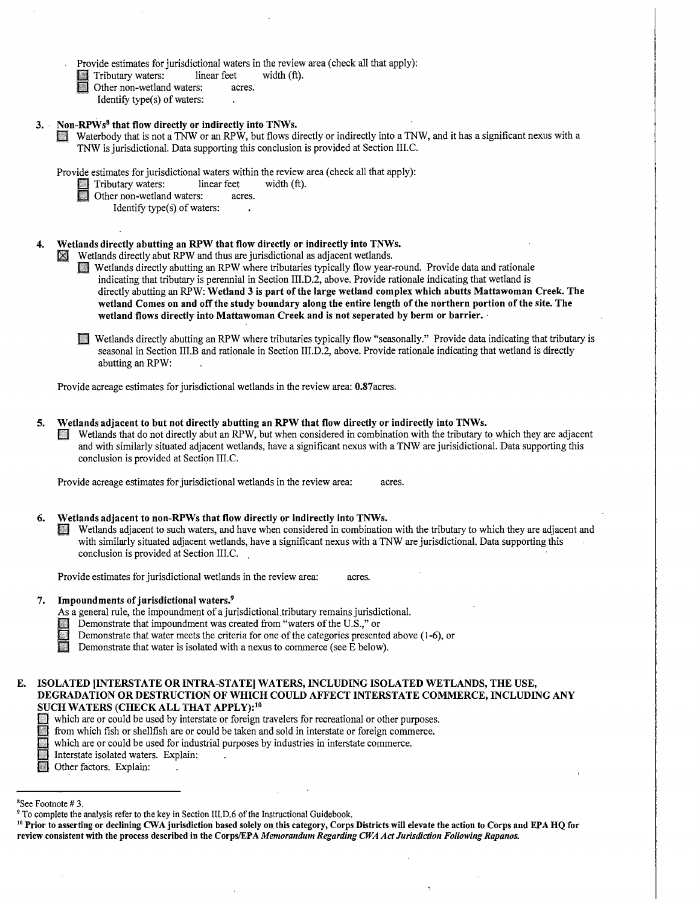Provide estimates for jurisdictional waters in the review area (check all that apply):

- ☐ Tributary waters: linear feet width (ft).
- ☐ Other non-wetland waters: acres.
  
  Identify type(s) of waters: .

**3. Non-RPWs[8] that flow directly or indirectly into TNWs.**

☐ Waterbody that is not a TNW or an RPW, but flows directly or indirectly into a TNW, and it has a significant nexus with a TNW is jurisdictional. Data supporting this conclusion is provided at Section III.C.

Provide estimates for jurisdictional waters within the review area (check all that apply):

- ☐ Tributary waters: linear feet width (ft).
- ☐ Other non-wetland waters: acres.
  
  Identify type(s) of waters: .

**4. Wetlands directly abutting an RPW that flow directly or indirectly into TNWs.**

☒ Wetlands directly abut RPW and thus are jurisdictional as adjacent wetlands.

☐ Wetlands directly abutting an RPW where tributaries typically flow year-round. Provide data and rationale indicating that tributary is perennial in Section III.D.2, above. Provide rationale indicating that wetland is directly abutting an RPW: **Wetland 3 is part of the large wetland complex which abutts Mattawoman Creek. The wetland Comes on and off the study boundary along the entire length of the northern portion of the site. The wetland flows directly into Mattawoman Creek and is not seperated by berm or barrier.**

☐ Wetlands directly abutting an RPW where tributaries typically flow "seasonally." Provide data indicating that tributary is seasonal in Section III.B and rationale in Section III.D.2, above. Provide rationale indicating that wetland is directly abutting an RPW: .

Provide acreage estimates for jurisdictional wetlands in the review area: **0.87**acres.

**5. Wetlands adjacent to but not directly abutting an RPW that flow directly or indirectly into TNWs.**

☐ Wetlands that do not directly abut an RPW, but when considered in combination with the tributary to which they are adjacent and with similarly situated adjacent wetlands, have a significant nexus with a TNW are jurisidictional. Data supporting this conclusion is provided at Section III.C.

Provide acreage estimates for jurisdictional wetlands in the review area: acres.

**6. Wetlands adjacent to non-RPWs that flow directly or indirectly into TNWs.**

☐ Wetlands adjacent to such waters, and have when considered in combination with the tributary to which they are adjacent and with similarly situated adjacent wetlands, have a significant nexus with a TNW are jurisdictional. Data supporting this conclusion is provided at Section III.C. .

Provide estimates for jurisdictional wetlands in the review area: acres.

**7. Impoundments of jurisdictional waters.[9]**

As a general rule, the impoundment of a jurisdictional tributary remains jurisdictional.

- ☐ Demonstrate that impoundment was created from "waters of the U.S.," or
- ☐ Demonstrate that water meets the criteria for one of the categories presented above (1-6), or
- ☐ Demonstrate that water is isolated with a nexus to commerce (see E below).

**E. ISOLATED [INTERSTATE OR INTRA-STATE] WATERS, INCLUDING ISOLATED WETLANDS, THE USE, DEGRADATION OR DESTRUCTION OF WHICH COULD AFFECT INTERSTATE COMMERCE, INCLUDING ANY SUCH WATERS (CHECK ALL THAT APPLY):[10]**

- ☐ which are or could be used by interstate or foreign travelers for recreational or other purposes.
- ☐ from which fish or shellfish are or could be taken and sold in interstate or foreign commerce.
- ☐ which are or could be used for industrial purposes by industries in interstate commerce.
- ☐ Interstate isolated waters. Explain: .
- ☐ Other factors. Explain: .

---

[8]See Footnote # 3.

[9] To complete the analysis refer to the key in Section III.D.6 of the Instructional Guidebook.

[10] **Prior to asserting or declining CWA jurisdiction based solely on this category, Corps Districts will elevate the action to Corps and EPA HQ for review consistent with the process described in the Corps/EPA *Memorandum Regarding CWA Act Jurisdiction Following Rapanos.***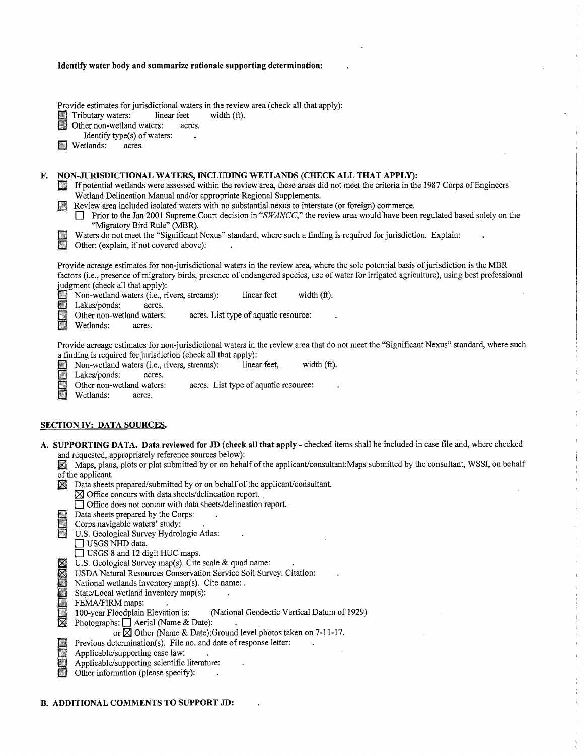**Identify water body and summarize rationale supporting determination:** .

Provide estimates for jurisdictional waters in the review area (check all that apply):

- ☐ Tributary waters: linear feet width (ft).
- ☐ Other non-wetland waters: acres.
  - Identify type(s) of waters: .
- ☐ Wetlands: acres.

**F. NON-JURISDICTIONAL WATERS, INCLUDING WETLANDS (CHECK ALL THAT APPLY):**

- ☐ If potential wetlands were assessed within the review area, these areas did not meet the criteria in the 1987 Corps of Engineers Wetland Delineation Manual and/or appropriate Regional Supplements.
- ☐ Review area included isolated waters with no substantial nexus to interstate (or foreign) commerce.
  - ☐ Prior to the Jan 2001 Supreme Court decision in "*SWANCC*," the review area would have been regulated based solely on the "Migratory Bird Rule" (MBR).
- ☐ Waters do not meet the "Significant Nexus" standard, where such a finding is required for jurisdiction. Explain: .
- ☐ Other: (explain, if not covered above): .

Provide acreage estimates for non-jurisdictional waters in the review area, where the sole potential basis of jurisdiction is the MBR factors (i.e., presence of migratory birds, presence of endangered species, use of water for irrigated agriculture), using best professional judgment (check all that apply):

- ☐ Non-wetland waters (i.e., rivers, streams): linear feet width (ft).
- ☐ Lakes/ponds: acres.
- ☐ Other non-wetland waters: acres. List type of aquatic resource: .
- ☐ Wetlands: acres.

Provide acreage estimates for non-jurisdictional waters in the review area that do not meet the "Significant Nexus" standard, where such a finding is required for jurisdiction (check all that apply):

- ☐ Non-wetland waters (i.e., rivers, streams): linear feet, width (ft).
- ☐ Lakes/ponds: acres.
- ☐ Other non-wetland waters: acres. List type of aquatic resource: .
- ☐ Wetlands: acres.

## SECTION IV: DATA SOURCES.

**A. SUPPORTING DATA. Data reviewed for JD (check all that apply -** checked items shall be included in case file and, where checked and requested, appropriately reference sources below):

- ☒ Maps, plans, plots or plat submitted by or on behalf of the applicant/consultant:Maps submitted by the consultant, WSSI, on behalf of the applicant.
- ☒ Data sheets prepared/submitted by or on behalf of the applicant/consultant.
  - ☒ Office concurs with data sheets/delineation report.
  - ☐ Office does not concur with data sheets/delineation report.
- ☐ Data sheets prepared by the Corps: .
- ☐ Corps navigable waters' study: .
- ☐ U.S. Geological Survey Hydrologic Atlas: .
  - ☐ USGS NHD data.
  - ☐ USGS 8 and 12 digit HUC maps.
- ☒ U.S. Geological Survey map(s). Cite scale & quad name: .
- ☒ USDA Natural Resources Conservation Service Soil Survey. Citation: .
- ☐ National wetlands inventory map(s). Cite name: .
- ☐ State/Local wetland inventory map(s): .
- ☐ FEMA/FIRM maps: .
- ☐ 100-year Floodplain Elevation is: (National Geodectic Vertical Datum of 1929)
- ☒ Photographs: ☐ Aerial (Name & Date): .
  - or ☒ Other (Name & Date):Ground level photos taken on 7-11-17.
- ☐ Previous determination(s). File no. and date of response letter: .
- ☐ Applicable/supporting case law: .
- ☐ Applicable/supporting scientific literature: .
- ☐ Other information (please specify): .

**B. ADDITIONAL COMMENTS TO SUPPORT JD:** .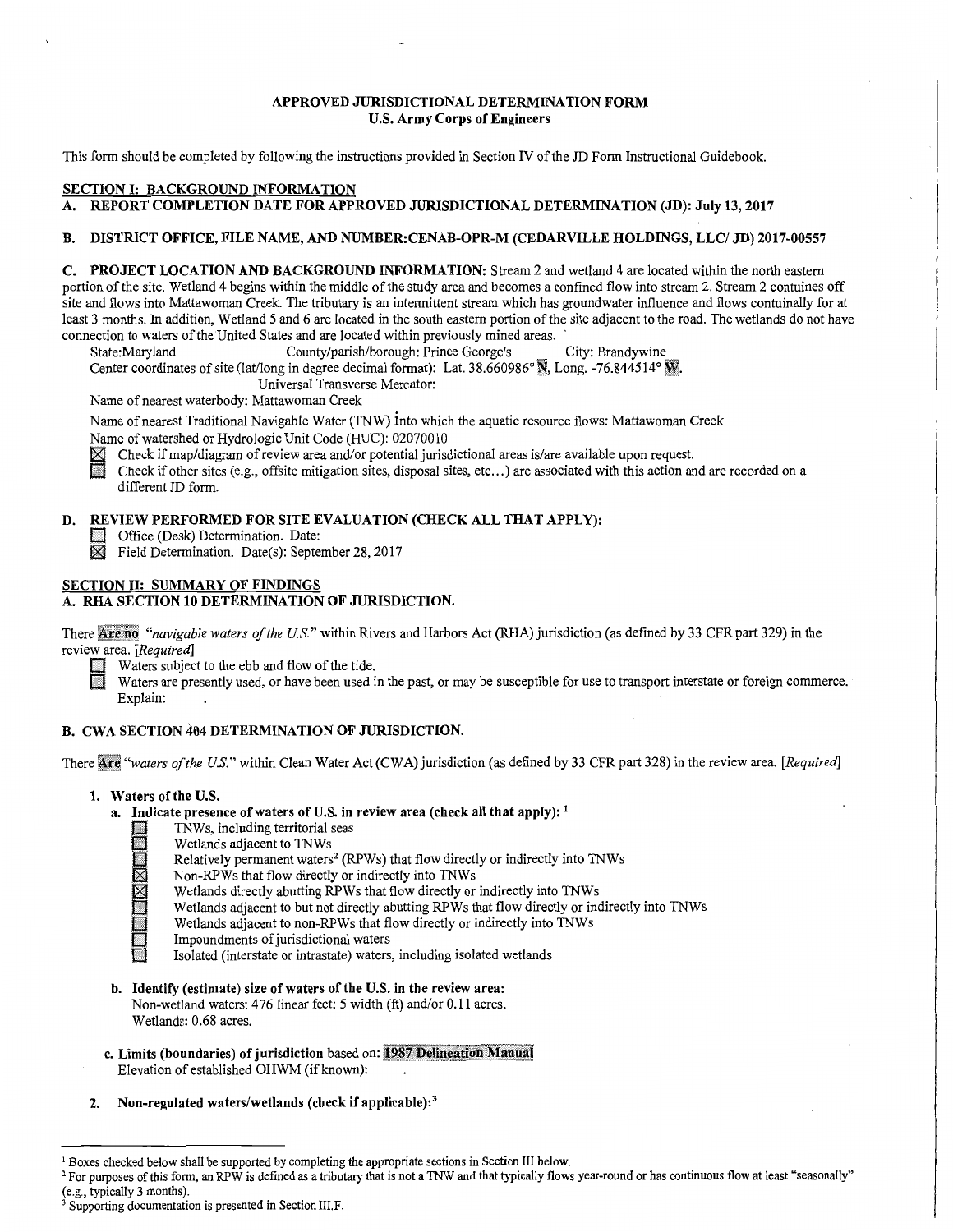**APPROVED JURISDICTIONAL DETERMINATION FORM**
**U.S. Army Corps of Engineers**

This form should be completed by following the instructions provided in Section IV of the JD Form Instructional Guidebook.

## SECTION I: BACKGROUND INFORMATION

**A. REPORT COMPLETION DATE FOR APPROVED JURISDICTIONAL DETERMINATION (JD): July 13, 2017**

**B. DISTRICT OFFICE, FILE NAME, AND NUMBER:CENAB-OPR-M (CEDARVILLE HOLDINGS, LLC/ JD) 2017-00557**

**C. PROJECT LOCATION AND BACKGROUND INFORMATION:** Stream 2 and wetland 4 are located within the north eastern portion of the site. Wetland 4 begins within the middle of the study area and becomes a confined flow into stream 2. Stream 2 contuines off site and flows into Mattawoman Creek. The tributary is an intermittent stream which has groundwater influence and flows contuinally for at least 3 months. In addition, Wetland 5 and 6 are located in the south eastern portion of the site adjacent to the road. The wetlands do not have connection to waters of the United States and are located within previously mined areas.

State:Maryland County/parish/borough: Prince George's City: Brandywine
Center coordinates of site (lat/long in degree decimal format): Lat. 38.660986° N, Long. -76.844514° W.
Universal Transverse Mercator:
Name of nearest waterbody: Mattawoman Creek
Name of nearest Traditional Navigable Water (TNW) into which the aquatic resource flows: Mattawoman Creek
Name of watershed or Hydrologic Unit Code (HUC): 02070010

☒ Check if map/diagram of review area and/or potential jurisdictional areas is/are available upon request.
☐ Check if other sites (e.g., offsite mitigation sites, disposal sites, etc...) are associated with this action and are recorded on a different JD form.

**D. REVIEW PERFORMED FOR SITE EVALUATION (CHECK ALL THAT APPLY):**

☐ Office (Desk) Determination. Date:
☒ Field Determination. Date(s): September 28, 2017

## SECTION II: SUMMARY OF FINDINGS

**A. RHA SECTION 10 DETERMINATION OF JURISDICTION.**

There **Are no** *"navigable waters of the U.S."* within Rivers and Harbors Act (RHA) jurisdiction (as defined by 33 CFR part 329) in the review area. *[Required]*

☐ Waters subject to the ebb and flow of the tide.
☐ Waters are presently used, or have been used in the past, or may be susceptible for use to transport interstate or foreign commerce. Explain:

**B. CWA SECTION 404 DETERMINATION OF JURISDICTION.**

There **Are** *"waters of the U.S."* within Clean Water Act (CWA) jurisdiction (as defined by 33 CFR part 328) in the review area. *[Required]*

**1. Waters of the U.S.**

**a. Indicate presence of waters of U.S. in review area (check all that apply):** [1]

☐ TNWs, including territorial seas
☐ Wetlands adjacent to TNWs
☐ Relatively permanent waters[2] (RPWs) that flow directly or indirectly into TNWs
☒ Non-RPWs that flow directly or indirectly into TNWs
☒ Wetlands directly abutting RPWs that flow directly or indirectly into TNWs
☐ Wetlands adjacent to but not directly abutting RPWs that flow directly or indirectly into TNWs
☐ Wetlands adjacent to non-RPWs that flow directly or indirectly into TNWs
☐ Impoundments of jurisdictional waters
☐ Isolated (interstate or intrastate) waters, including isolated wetlands

**b. Identify (estimate) size of waters of the U.S. in the review area:**
Non-wetland waters: 476 linear feet: 5 width (ft) and/or 0.11 acres.
Wetlands: 0.68 acres.

**c. Limits (boundaries) of jurisdiction** based on: **1987 Delineation Manual**
Elevation of established OHWM (if known):

**2. Non-regulated waters/wetlands (check if applicable):**[3]

---

[1] Boxes checked below shall be supported by completing the appropriate sections in Section III below.
[2] For purposes of this form, an RPW is defined as a tributary that is not a TNW and that typically flows year-round or has continuous flow at least "seasonally" (e.g., typically 3 months).
[3] Supporting documentation is presented in Section III.F.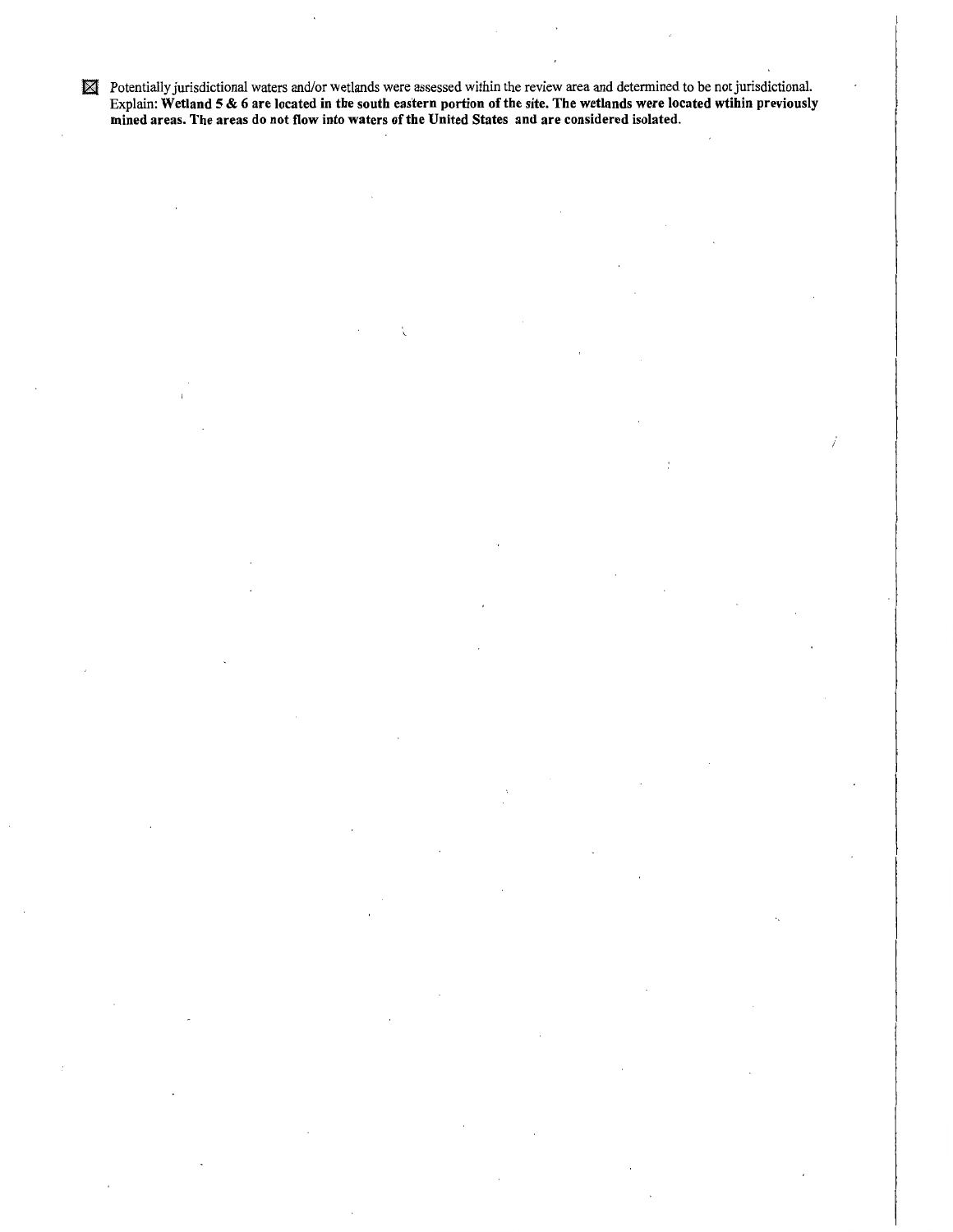☒ Potentially jurisdictional waters and/or wetlands were assessed within the review area and determined to be not jurisdictional. Explain: **Wetland 5 & 6 are located in the south eastern portion of the site. The wetlands were located wtihin previously mined areas. The areas do not flow into waters of the United States and are considered isolated.**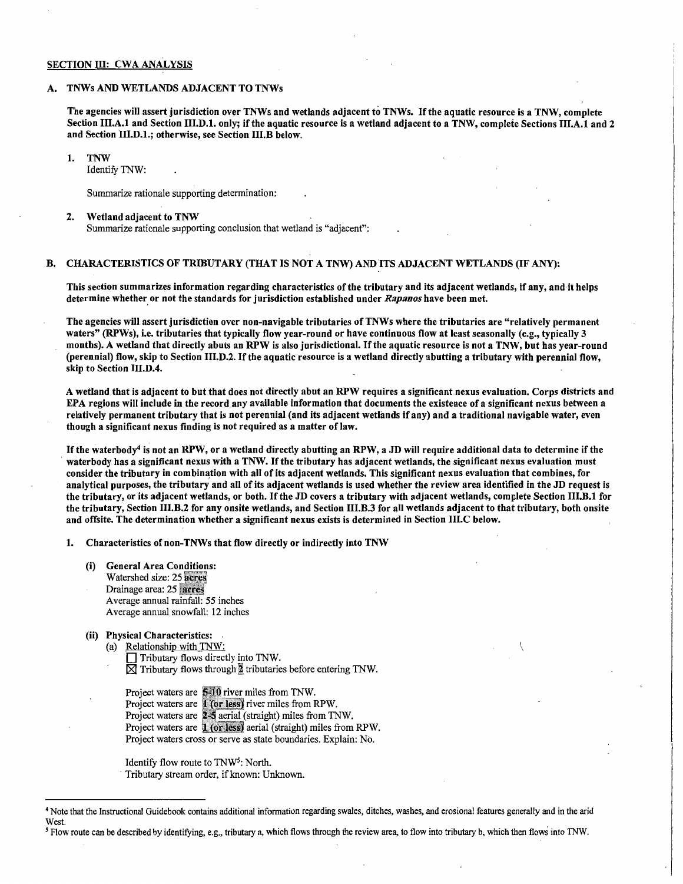## SECTION III: CWA ANALYSIS

### A. TNWs AND WETLANDS ADJACENT TO TNWs

**The agencies will assert jurisdiction over TNWs and wetlands adjacent to TNWs. If the aquatic resource is a TNW, complete Section III.A.1 and Section III.D.1. only; if the aquatic resource is a wetland adjacent to a TNW, complete Sections III.A.1 and 2 and Section III.D.1.; otherwise, see Section III.B below.**

1. **TNW**
   Identify TNW: .

   Summarize rationale supporting determination: .

2. **Wetland adjacent to TNW**
   Summarize rationale supporting conclusion that wetland is "adjacent": .

### B. CHARACTERISTICS OF TRIBUTARY (THAT IS NOT A TNW) AND ITS ADJACENT WETLANDS (IF ANY):

**This section summarizes information regarding characteristics of the tributary and its adjacent wetlands, if any, and it helps determine whether or not the standards for jurisdiction established under *Rapanos* have been met.**

**The agencies will assert jurisdiction over non-navigable tributaries of TNWs where the tributaries are "relatively permanent waters" (RPWs), i.e. tributaries that typically flow year-round or have continuous flow at least seasonally (e.g., typically 3 months). A wetland that directly abuts an RPW is also jurisdictional. If the aquatic resource is not a TNW, but has year-round (perennial) flow, skip to Section III.D.2. If the aquatic resource is a wetland directly abutting a tributary with perennial flow, skip to Section III.D.4.**

**A wetland that is adjacent to but that does not directly abut an RPW requires a significant nexus evaluation. Corps districts and EPA regions will include in the record any available information that documents the existence of a significant nexus between a relatively permanent tributary that is not perennial (and its adjacent wetlands if any) and a traditional navigable water, even though a significant nexus finding is not required as a matter of law.**

**If the waterbody[4] is not an RPW, or a wetland directly abutting an RPW, a JD will require additional data to determine if the waterbody has a significant nexus with a TNW. If the tributary has adjacent wetlands, the significant nexus evaluation must consider the tributary in combination with all of its adjacent wetlands. This significant nexus evaluation that combines, for analytical purposes, the tributary and all of its adjacent wetlands is used whether the review area identified in the JD request is the tributary, or its adjacent wetlands, or both. If the JD covers a tributary with adjacent wetlands, complete Section III.B.1 for the tributary, Section III.B.2 for any onsite wetlands, and Section III.B.3 for all wetlands adjacent to that tributary, both onsite and offsite. The determination whether a significant nexus exists is determined in Section III.C below.**

1. **Characteristics of non-TNWs that flow directly or indirectly into TNW**

   **(i) General Area Conditions:**
   Watershed size: 25 acres
   Drainage area: 25 acres
   Average annual rainfall: 55 inches
   Average annual snowfall: 12 inches

   **(ii) Physical Characteristics:**
   (a) Relationship with TNW:
   ☐ Tributary flows directly into TNW.
   ☒ Tributary flows through 2 tributaries before entering TNW.

   Project waters are 5-10 river miles from TNW.
   Project waters are 1 (or less) river miles from RPW.
   Project waters are 2-5 aerial (straight) miles from TNW.
   Project waters are 1 (or less) aerial (straight) miles from RPW.
   Project waters cross or serve as state boundaries. Explain: No.

   Identify flow route to TNW[5]: North.
   Tributary stream order, if known: Unknown.

---

[4] Note that the Instructional Guidebook contains additional information regarding swales, ditches, washes, and erosional features generally and in the arid West.

[5] Flow route can be described by identifying, e.g., tributary a, which flows through the review area, to flow into tributary b, which then flows into TNW.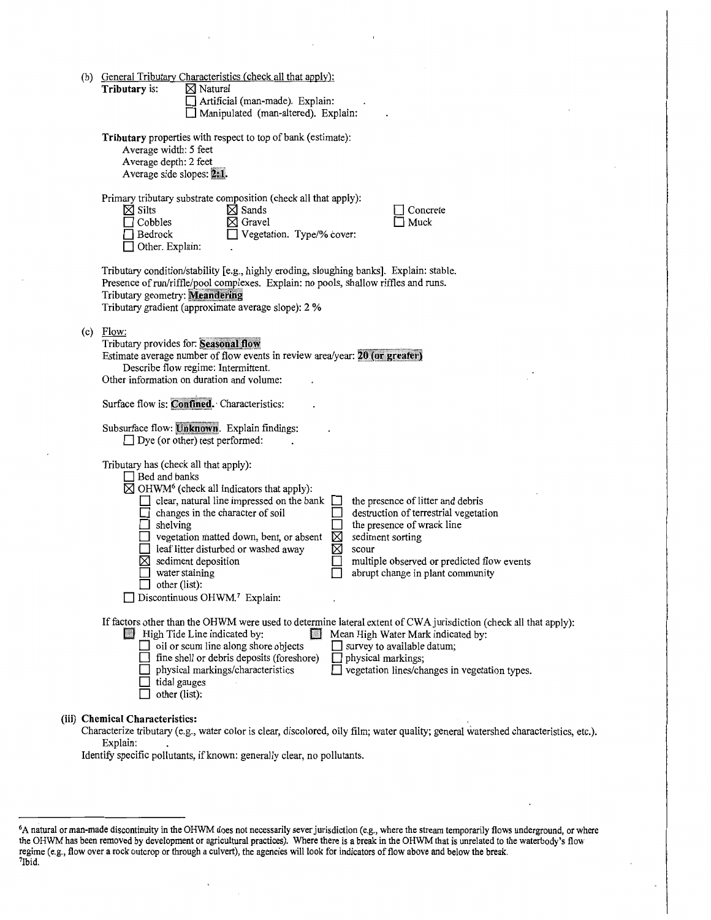(b) General Tributary Characteristics (check all that apply):

**Tributary** is: ☒ Natural
☐ Artificial (man-made). Explain: .
☐ Manipulated (man-altered). Explain: .

**Tributary** properties with respect to top of bank (estimate):
Average width: 5 feet
Average depth: 2 feet
Average side slopes: **2:1**.

Primary tributary substrate composition (check all that apply):

☒ Silts ☒ Sands ☐ Concrete
☐ Cobbles ☒ Gravel ☐ Muck
☐ Bedrock ☐ Vegetation. Type/% cover:
☐ Other. Explain: .

Tributary condition/stability [e.g., highly eroding, sloughing banks]. Explain: stable.
Presence of run/riffle/pool complexes. Explain: no pools, shallow riffles and runs.
Tributary geometry: **Meandering**
Tributary gradient (approximate average slope): 2 %

(c) Flow:
Tributary provides for: **Seasonal flow**
Estimate average number of flow events in review area/year: **20 (or greater)**
Describe flow regime: Intermittent.
Other information on duration and volume: .

Surface flow is: **Confined.** Characteristics: .

Subsurface flow: **Unknown**. Explain findings: .
☐ Dye (or other) test performed: .

Tributary has (check all that apply):
☐ Bed and banks
☒ OHWM[6] (check all indicators that apply):

☐ clear, natural line impressed on the bank ☐ the presence of litter and debris
☐ changes in the character of soil ☐ destruction of terrestrial vegetation
☐ shelving ☐ the presence of wrack line
☐ vegetation matted down, bent, or absent ☒ sediment sorting
☐ leaf litter disturbed or washed away ☒ scour
☒ sediment deposition ☐ multiple observed or predicted flow events
☐ water staining ☐ abrupt change in plant community
☐ other (list):

☐ Discontinuous OHWM.[7] Explain: .

If factors other than the OHWM were used to determine lateral extent of CWA jurisdiction (check all that apply):

☐ High Tide Line indicated by: ☐ Mean High Water Mark indicated by:
☐ oil or scum line along shore objects ☐ survey to available datum;
☐ fine shell or debris deposits (foreshore) ☐ physical markings;
☐ physical markings/characteristics ☐ vegetation lines/changes in vegetation types.
☐ tidal gauges
☐ other (list):

**(iii) Chemical Characteristics:**

Characterize tributary (e.g., water color is clear, discolored, oily film; water quality; general watershed characteristics, etc.).
Explain: .

Identify specific pollutants, if known: generally clear, no pollutants.

---

[6]A natural or man-made discontinuity in the OHWM does not necessarily sever jurisdiction (e.g., where the stream temporarily flows underground, or where the OHWM has been removed by development or agricultural practices). Where there is a break in the OHWM that is unrelated to the waterbody's flow regime (e.g., flow over a rock outcrop or through a culvert), the agencies will look for indicators of flow above and below the break.

[7]Ibid.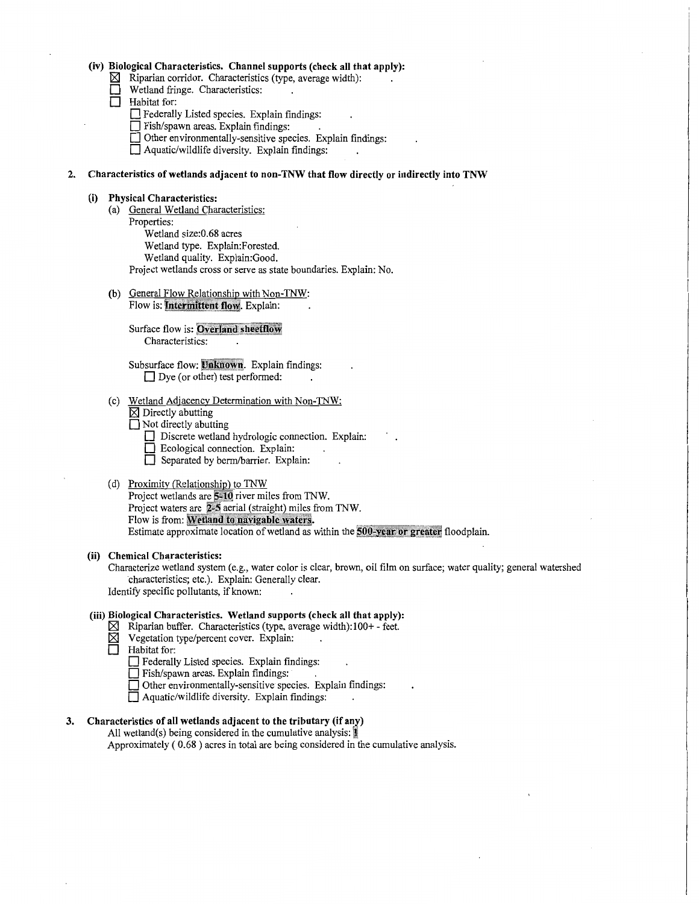**(iv) Biological Characteristics. Channel supports (check all that apply):**

- ☒ Riparian corridor. Characteristics (type, average width): .
- ☐ Wetland fringe. Characteristics: .
- ☐ Habitat for:
  - ☐ Federally Listed species. Explain findings: .
  - ☐ Fish/spawn areas. Explain findings: .
  - ☐ Other environmentally-sensitive species. Explain findings: .
  - ☐ Aquatic/wildlife diversity. Explain findings: .

**2. Characteristics of wetlands adjacent to non-TNW that flow directly or indirectly into TNW**

**(i) Physical Characteristics:**

(a) General Wetland Characteristics:

Properties:

Wetland size:0.68 acres

Wetland type. Explain:Forested.

Wetland quality. Explain:Good.

Project wetlands cross or serve as state boundaries. Explain: No.

(b) General Flow Relationship with Non-TNW:

Flow is: **Intermittent flow**. Explain: .

Surface flow is: **Overland sheetflow**

Characteristics: .

Subsurface flow: **Unknown**. Explain findings: .

☐ Dye (or other) test performed: .

(c) Wetland Adjacency Determination with Non-TNW:

- ☒ Directly abutting
- ☐ Not directly abutting
  - ☐ Discrete wetland hydrologic connection. Explain: .
  - ☐ Ecological connection. Explain: .
  - ☐ Separated by berm/barrier. Explain: .

(d) Proximity (Relationship) to TNW

Project wetlands are **5-10** river miles from TNW.

Project waters are **2-5** aerial (straight) miles from TNW.

Flow is from: **Wetland to navigable waters.**

Estimate approximate location of wetland as within the **500-year or greater** floodplain.

**(ii) Chemical Characteristics:**

Characterize wetland system (e.g., water color is clear, brown, oil film on surface; water quality; general watershed characteristics; etc.). Explain: Generally clear.

Identify specific pollutants, if known: .

**(iii) Biological Characteristics. Wetland supports (check all that apply):**

- ☒ Riparian buffer. Characteristics (type, average width):100+ - feet.
- ☒ Vegetation type/percent cover. Explain: .
- ☐ Habitat for:
  - ☐ Federally Listed species. Explain findings: .
  - ☐ Fish/spawn areas. Explain findings: .
  - ☐ Other environmentally-sensitive species. Explain findings: .
  - ☐ Aquatic/wildlife diversity. Explain findings: .

**3. Characteristics of all wetlands adjacent to the tributary (if any)**

All wetland(s) being considered in the cumulative analysis: **1**

Approximately ( 0.68 ) acres in total are being considered in the cumulative analysis.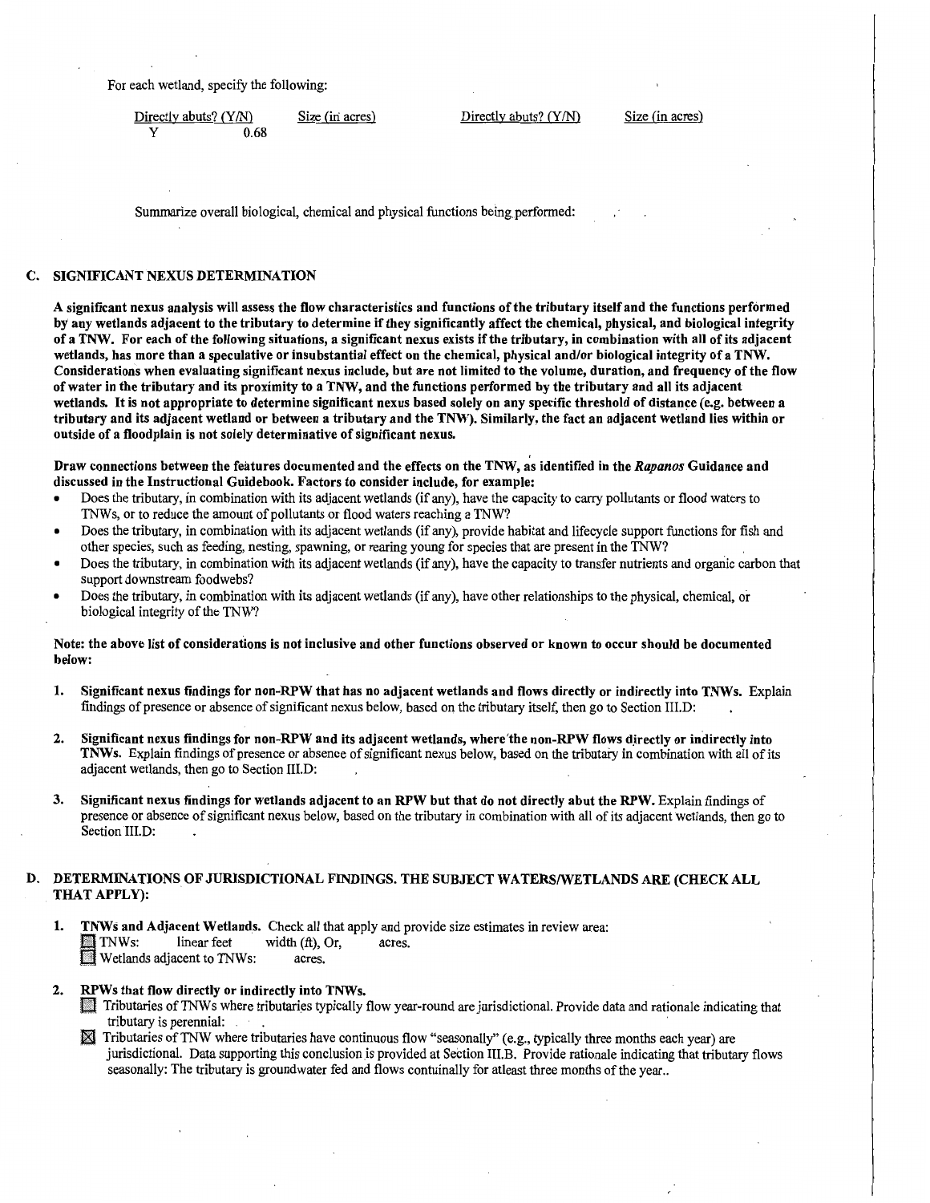For each wetland, specify the following:

| Directly abuts? (Y/N) | Size (in acres) | Directly abuts? (Y/N) | Size (in acres) |
| --- | --- | --- | --- |
| Y | 0.68 | | |

Summarize overall biological, chemical and physical functions being performed:

## C. SIGNIFICANT NEXUS DETERMINATION

**A significant nexus analysis will assess the flow characteristics and functions of the tributary itself and the functions performed by any wetlands adjacent to the tributary to determine if they significantly affect the chemical, physical, and biological integrity of a TNW. For each of the following situations, a significant nexus exists if the tributary, in combination with all of its adjacent wetlands, has more than a speculative or insubstantial effect on the chemical, physical and/or biological integrity of a TNW. Considerations when evaluating significant nexus include, but are not limited to the volume, duration, and frequency of the flow of water in the tributary and its proximity to a TNW, and the functions performed by the tributary and all its adjacent wetlands. It is not appropriate to determine significant nexus based solely on any specific threshold of distance (e.g. between a tributary and its adjacent wetland or between a tributary and the TNW). Similarly, the fact an adjacent wetland lies within or outside of a floodplain is not solely determinative of significant nexus.**

**Draw connections between the features documented and the effects on the TNW, as identified in the *Rapanos* Guidance and discussed in the Instructional Guidebook. Factors to consider include, for example:**

- Does the tributary, in combination with its adjacent wetlands (if any), have the capacity to carry pollutants or flood waters to TNWs, or to reduce the amount of pollutants or flood waters reaching a TNW?
- Does the tributary, in combination with its adjacent wetlands (if any), provide habitat and lifecycle support functions for fish and other species, such as feeding, nesting, spawning, or rearing young for species that are present in the TNW?
- Does the tributary, in combination with its adjacent wetlands (if any), have the capacity to transfer nutrients and organic carbon that support downstream foodwebs?
- Does the tributary, in combination with its adjacent wetlands (if any), have other relationships to the physical, chemical, or biological integrity of the TNW?

**Note: the above list of considerations is not inclusive and other functions observed or known to occur should be documented below:**

1. **Significant nexus findings for non-RPW that has no adjacent wetlands and flows directly or indirectly into TNWs.** Explain findings of presence or absence of significant nexus below, based on the tributary itself, then go to Section III.D:

2. **Significant nexus findings for non-RPW and its adjacent wetlands, where the non-RPW flows directly or indirectly into TNWs.** Explain findings of presence or absence of significant nexus below, based on the tributary in combination with all of its adjacent wetlands, then go to Section III.D:

3. **Significant nexus findings for wetlands adjacent to an RPW but that do not directly abut the RPW.** Explain findings of presence or absence of significant nexus below, based on the tributary in combination with all of its adjacent wetlands, then go to Section III.D:

## D. DETERMINATIONS OF JURISDICTIONAL FINDINGS. THE SUBJECT WATERS/WETLANDS ARE (CHECK ALL THAT APPLY):

1. **TNWs and Adjacent Wetlands.** Check all that apply and provide size estimates in review area:
   - ☐ TNWs: linear feet width (ft), Or, acres.
   - ☐ Wetlands adjacent to TNWs: acres.

2. **RPWs that flow directly or indirectly into TNWs.**
   - ☐ Tributaries of TNWs where tributaries typically flow year-round are jurisdictional. Provide data and rationale indicating that tributary is perennial:
   - ☒ Tributaries of TNW where tributaries have continuous flow "seasonally" (e.g., typically three months each year) are jurisdictional. Data supporting this conclusion is provided at Section III.B. Provide rationale indicating that tributary flows seasonally: The tributary is groundwater fed and flows contuinally for atleast three months of the year..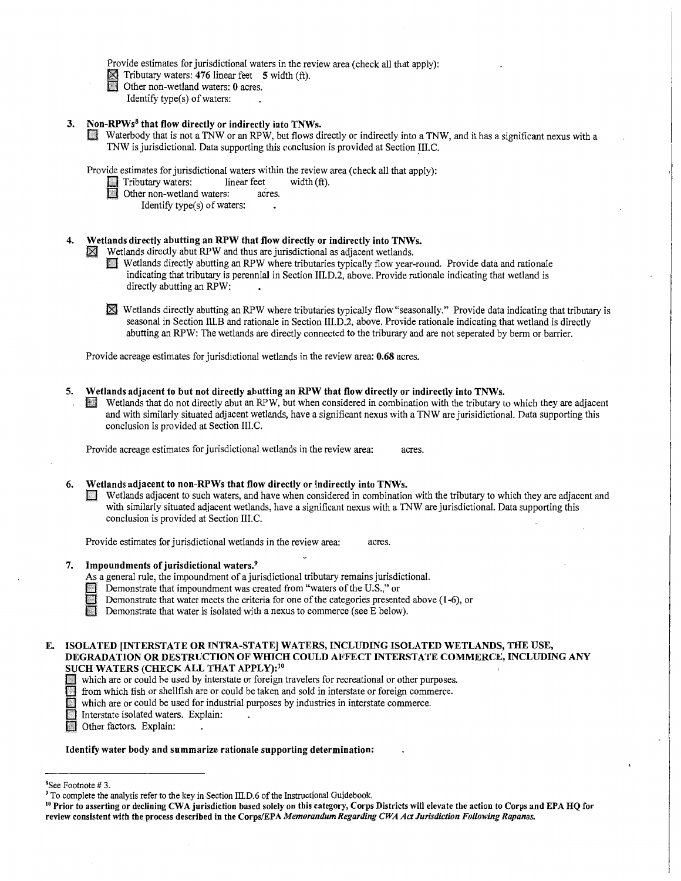Provide estimates for jurisdictional waters in the review area (check all that apply):

☒ Tributary waters: **476** linear feet **5** width (ft).

☐ Other non-wetland waters: **0** acres.

Identify type(s) of waters: .

**3. Non-RPWs[8] that flow directly or indirectly into TNWs.**

☐ Waterbody that is not a TNW or an RPW, but flows directly or indirectly into a TNW, and it has a significant nexus with a TNW is jurisdictional. Data supporting this conclusion is provided at Section III.C.

Provide estimates for jurisdictional waters within the review area (check all that apply):

☐ Tributary waters: linear feet width (ft).

☐ Other non-wetland waters: acres.

Identify type(s) of waters: .

**4. Wetlands directly abutting an RPW that flow directly or indirectly into TNWs.**

☒ Wetlands directly abut RPW and thus are jurisdictional as adjacent wetlands.

☐ Wetlands directly abutting an RPW where tributaries typically flow year-round. Provide data and rationale indicating that tributary is perennial in Section III.D.2, above. Provide rationale indicating that wetland is directly abutting an RPW: .

☒ Wetlands directly abutting an RPW where tributaries typically flow "seasonally." Provide data indicating that tributary is seasonal in Section III.B and rationale in Section III.D.2, above. Provide rationale indicating that wetland is directly abutting an RPW: The wetlands are directly connected to the triburary and are not seperated by berm or barrier.

Provide acreage estimates for jurisdictional wetlands in the review area: **0.68** acres.

**5. Wetlands adjacent to but not directly abutting an RPW that flow directly or indirectly into TNWs.**

☐ Wetlands that do not directly abut an RPW, but when considered in combination with the tributary to which they are adjacent and with similarly situated adjacent wetlands, have a significant nexus with a TNW are jurisidictional. Data supporting this conclusion is provided at Section III.C.

Provide acreage estimates for jurisdictional wetlands in the review area: acres.

**6. Wetlands adjacent to non-RPWs that flow directly or indirectly into TNWs.**

☐ Wetlands adjacent to such waters, and have when considered in combination with the tributary to which they are adjacent and with similarly situated adjacent wetlands, have a significant nexus with a TNW are jurisdictional. Data supporting this conclusion is provided at Section III.C.

Provide estimates for jurisdictional wetlands in the review area: acres.

**7. Impoundments of jurisdictional waters.[9]**

As a general rule, the impoundment of a jurisdictional tributary remains jurisdictional.

☐ Demonstrate that impoundment was created from "waters of the U.S.," or

☐ Demonstrate that water meets the criteria for one of the categories presented above (1-6), or

☐ Demonstrate that water is isolated with a nexus to commerce (see E below).

**E. ISOLATED [INTERSTATE OR INTRA-STATE] WATERS, INCLUDING ISOLATED WETLANDS, THE USE, DEGRADATION OR DESTRUCTION OF WHICH COULD AFFECT INTERSTATE COMMERCE, INCLUDING ANY SUCH WATERS (CHECK ALL THAT APPLY):[10]**

☐ which are or could be used by interstate or foreign travelers for recreational or other purposes.

☐ from which fish or shellfish are or could be taken and sold in interstate or foreign commerce.

☐ which are or could be used for industrial purposes by industries in interstate commerce.

☐ Interstate isolated waters. Explain: .

☐ Other factors. Explain: .

**Identify water body and summarize rationale supporting determination:** .

---

[8] See Footnote # 3.

[9] To complete the analysis refer to the key in Section III.D.6 of the Instructional Guidebook.

[10] **Prior to asserting or declining CWA jurisdiction based solely on this category, Corps Districts will elevate the action to Corps and EPA HQ for review consistent with the process described in the Corps/EPA *Memorandum Regarding CWA Act Jurisdiction Following Rapanos.***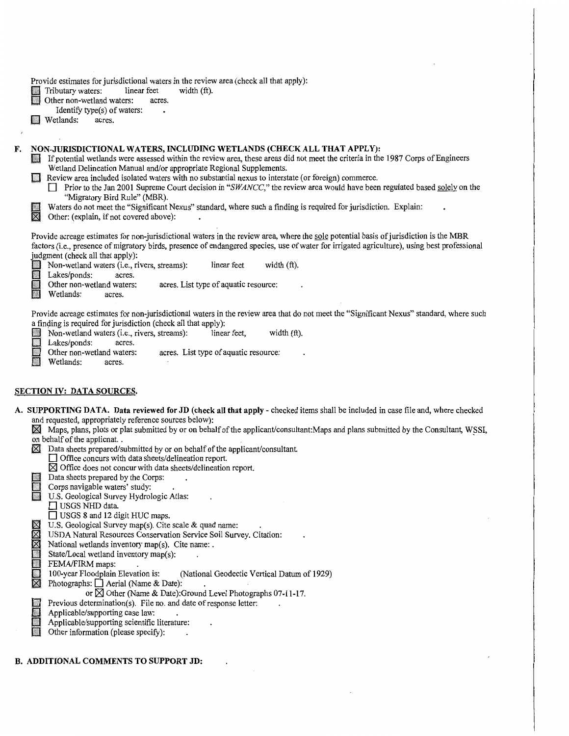Provide estimates for jurisdictional waters in the review area (check all that apply):

- ☐ Tributary waters: linear feet width (ft).
- ☐ Other non-wetland waters: acres.
  - Identify type(s) of waters: .
- ☐ Wetlands: acres.

**F. NON-JURISDICTIONAL WATERS, INCLUDING WETLANDS (CHECK ALL THAT APPLY):**

- ☐ If potential wetlands were assessed within the review area, these areas did not meet the criteria in the 1987 Corps of Engineers Wetland Delineation Manual and/or appropriate Regional Supplements.
- ☐ Review area included isolated waters with no substantial nexus to interstate (or foreign) commerce.
  - ☐ Prior to the Jan 2001 Supreme Court decision in "*SWANCC*," the review area would have been regulated based solely on the "Migratory Bird Rule" (MBR).
- ☐ Waters do not meet the "Significant Nexus" standard, where such a finding is required for jurisdiction. Explain: .
- ☒ Other: (explain, if not covered above): .

Provide acreage estimates for non-jurisdictional waters in the review area, where the sole potential basis of jurisdiction is the MBR factors (i.e., presence of migratory birds, presence of endangered species, use of water for irrigated agriculture), using best professional judgment (check all that apply):

- ☐ Non-wetland waters (i.e., rivers, streams): linear feet width (ft).
- ☐ Lakes/ponds: acres.
- ☐ Other non-wetland waters: acres. List type of aquatic resource: .
- ☐ Wetlands: acres.

Provide acreage estimates for non-jurisdictional waters in the review area that do not meet the "Significant Nexus" standard, where such a finding is required for jurisdiction (check all that apply):

- ☐ Non-wetland waters (i.e., rivers, streams): linear feet, width (ft).
- ☐ Lakes/ponds: acres.
- ☐ Other non-wetland waters: acres. List type of aquatic resource: .
- ☐ Wetlands: acres.

## SECTION IV: DATA SOURCES.

**A. SUPPORTING DATA. Data reviewed for JD (check all that apply** - checked items shall be included in case file and, where checked and requested, appropriately reference sources below):

- ☒ Maps, plans, plots or plat submitted by or on behalf of the applicant/consultant:Maps and plans submitted by the Consultant, WSSI, on behalf of the applicnat. .
- ☒ Data sheets prepared/submitted by or on behalf of the applicant/consultant.
  - ☐ Office concurs with data sheets/delineation report.
  - ☒ Office does not concur with data sheets/delineation report.
- ☐ Data sheets prepared by the Corps: .
- ☐ Corps navigable waters' study: .
- ☐ U.S. Geological Survey Hydrologic Atlas: .
  - ☐ USGS NHD data.
  - ☐ USGS 8 and 12 digit HUC maps.
- ☒ U.S. Geological Survey map(s). Cite scale & quad name: .
- ☒ USDA Natural Resources Conservation Service Soil Survey. Citation: .
- ☒ National wetlands inventory map(s). Cite name: .
- ☐ State/Local wetland inventory map(s): .
- ☐ FEMA/FIRM maps: .
- ☐ 100-year Floodplain Elevation is: (National Geodectic Vertical Datum of 1929)
- ☒ Photographs: ☐ Aerial (Name & Date): .
  - or ☒ Other (Name & Date):Ground Level Photographs 07-11-17.
- ☐ Previous determination(s). File no. and date of response letter: .
- ☐ Applicable/supporting case law: .
- ☐ Applicable/supporting scientific literature: .
- ☐ Other information (please specify): .

**B. ADDITIONAL COMMENTS TO SUPPORT JD:** .